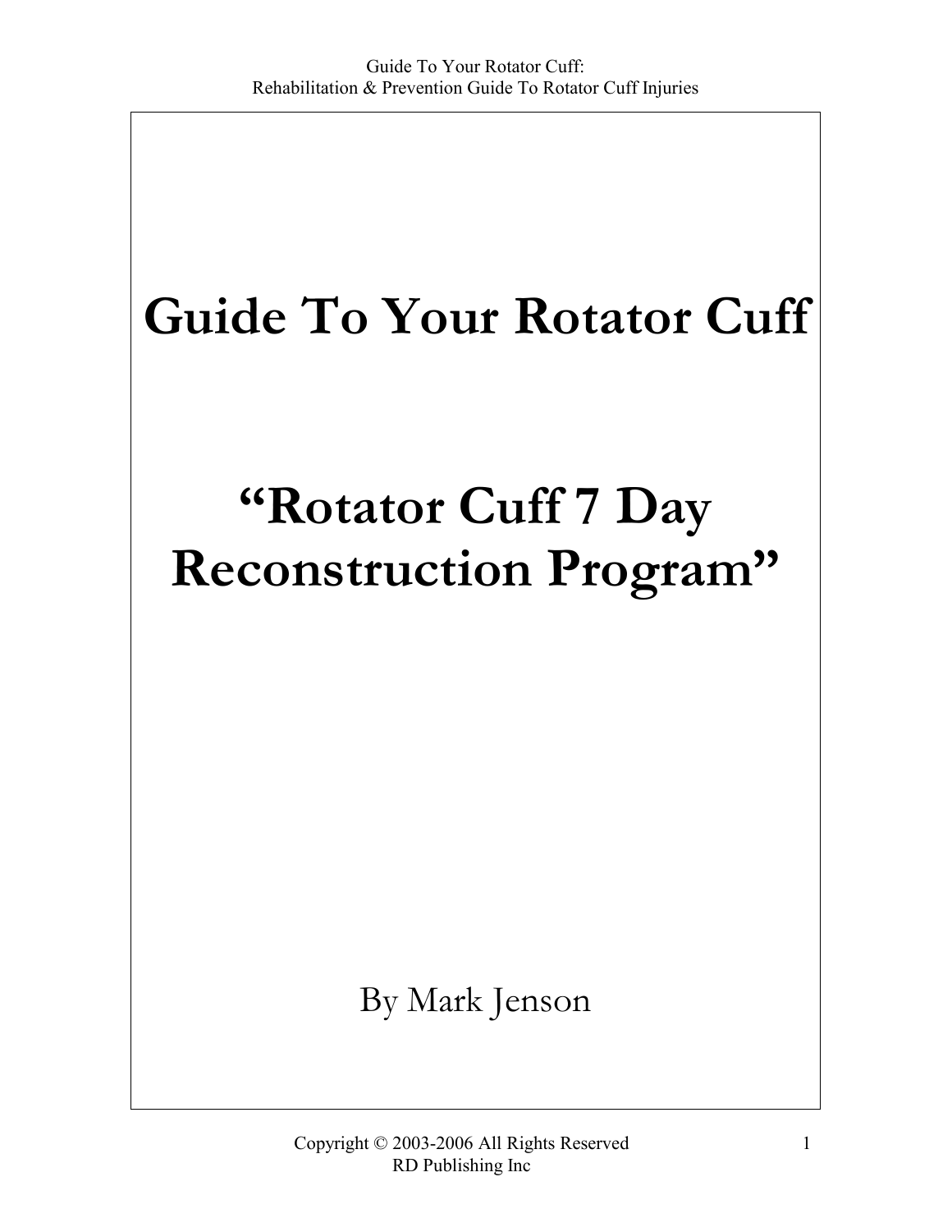# Guide To Your Rotator Cuff

## "Rotator Cuff 7 Day Reconstruction Program"

By Mark Jenson

Copyright © 2003-2006 All Rights Reserved
RD Publishing Inc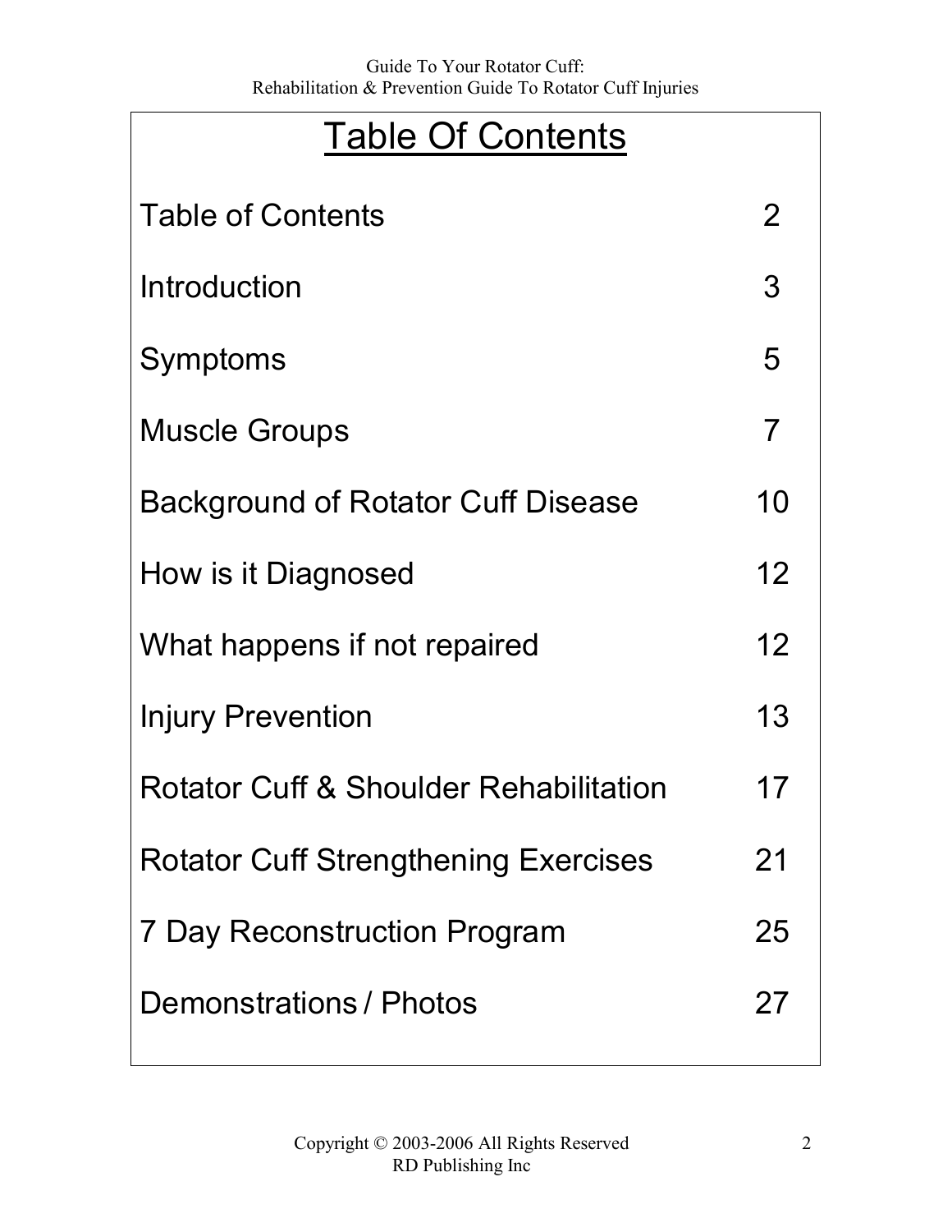# Table Of Contents

| | |
|---|---|
| Table of Contents | 2 |
| Introduction | 3 |
| Symptoms | 5 |
| Muscle Groups | 7 |
| Background of Rotator Cuff Disease | 10 |
| How is it Diagnosed | 12 |
| What happens if not repaired | 12 |
| Injury Prevention | 13 |
| Rotator Cuff & Shoulder Rehabilitation | 17 |
| Rotator Cuff Strengthening Exercises | 21 |
| 7 Day Reconstruction Program | 25 |
| Demonstrations / Photos | 27 |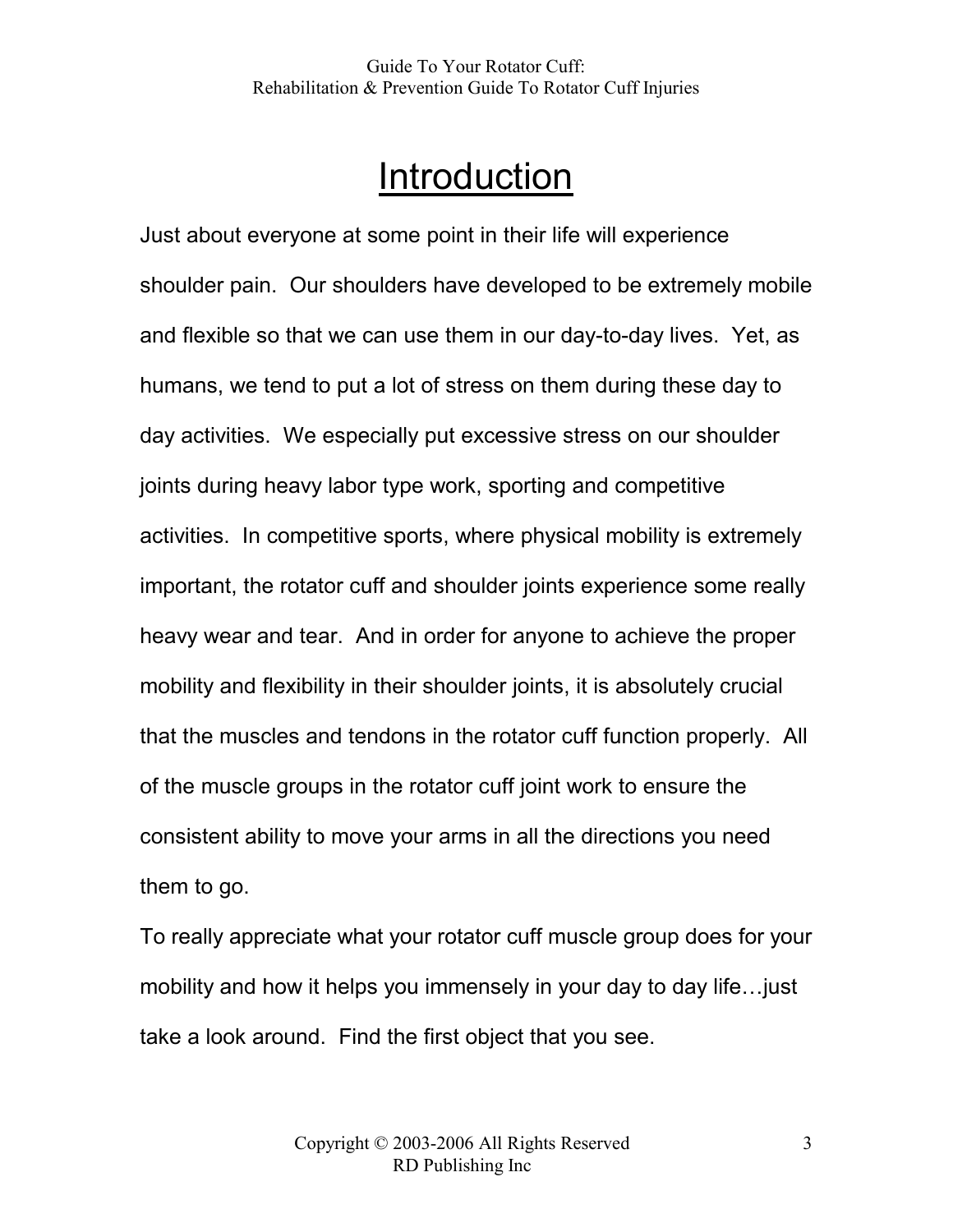# Introduction

Just about everyone at some point in their life will experience shoulder pain. Our shoulders have developed to be extremely mobile and flexible so that we can use them in our day-to-day lives. Yet, as humans, we tend to put a lot of stress on them during these day to day activities. We especially put excessive stress on our shoulder joints during heavy labor type work, sporting and competitive activities. In competitive sports, where physical mobility is extremely important, the rotator cuff and shoulder joints experience some really heavy wear and tear. And in order for anyone to achieve the proper mobility and flexibility in their shoulder joints, it is absolutely crucial that the muscles and tendons in the rotator cuff function properly. All of the muscle groups in the rotator cuff joint work to ensure the consistent ability to move your arms in all the directions you need them to go.

To really appreciate what your rotator cuff muscle group does for your mobility and how it helps you immensely in your day to day life…just take a look around. Find the first object that you see.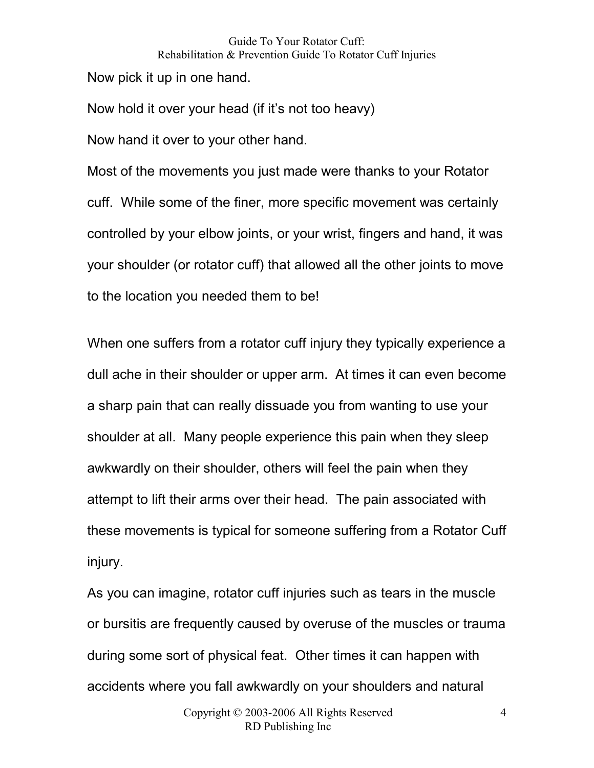Now pick it up in one hand.

Now hold it over your head (if it's not too heavy)

Now hand it over to your other hand.

Most of the movements you just made were thanks to your Rotator cuff. While some of the finer, more specific movement was certainly controlled by your elbow joints, or your wrist, fingers and hand, it was your shoulder (or rotator cuff) that allowed all the other joints to move to the location you needed them to be!

When one suffers from a rotator cuff injury they typically experience a dull ache in their shoulder or upper arm. At times it can even become a sharp pain that can really dissuade you from wanting to use your shoulder at all. Many people experience this pain when they sleep awkwardly on their shoulder, others will feel the pain when they attempt to lift their arms over their head. The pain associated with these movements is typical for someone suffering from a Rotator Cuff injury.

As you can imagine, rotator cuff injuries such as tears in the muscle or bursitis are frequently caused by overuse of the muscles or trauma during some sort of physical feat. Other times it can happen with accidents where you fall awkwardly on your shoulders and natural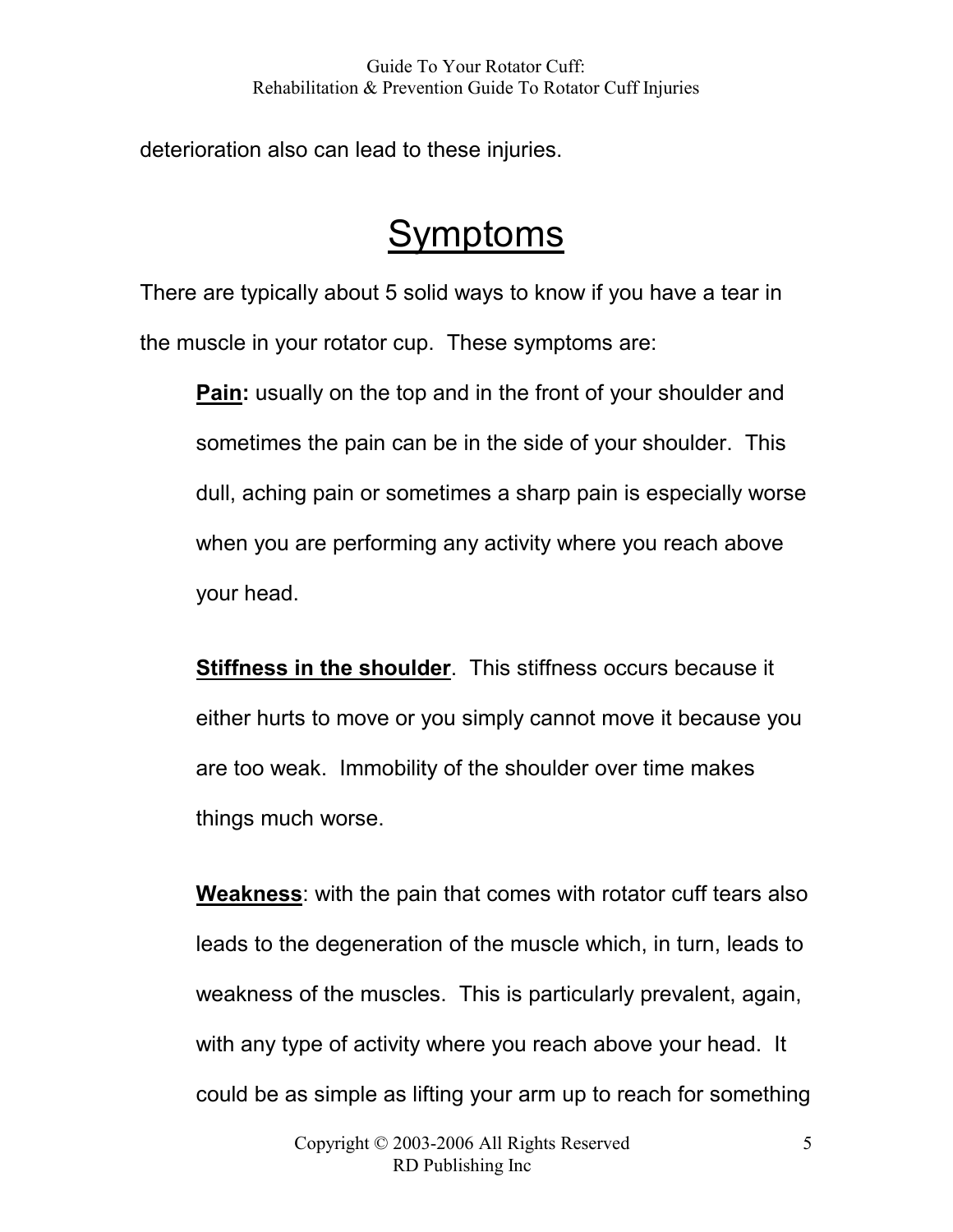deterioration also can lead to these injuries.

# Symptoms

There are typically about 5 solid ways to know if you have a tear in the muscle in your rotator cup. These symptoms are:

**Pain:** usually on the top and in the front of your shoulder and sometimes the pain can be in the side of your shoulder. This dull, aching pain or sometimes a sharp pain is especially worse when you are performing any activity where you reach above your head.

**Stiffness in the shoulder**. This stiffness occurs because it either hurts to move or you simply cannot move it because you are too weak. Immobility of the shoulder over time makes things much worse.

**Weakness**: with the pain that comes with rotator cuff tears also leads to the degeneration of the muscle which, in turn, leads to weakness of the muscles. This is particularly prevalent, again, with any type of activity where you reach above your head. It could be as simple as lifting your arm up to reach for something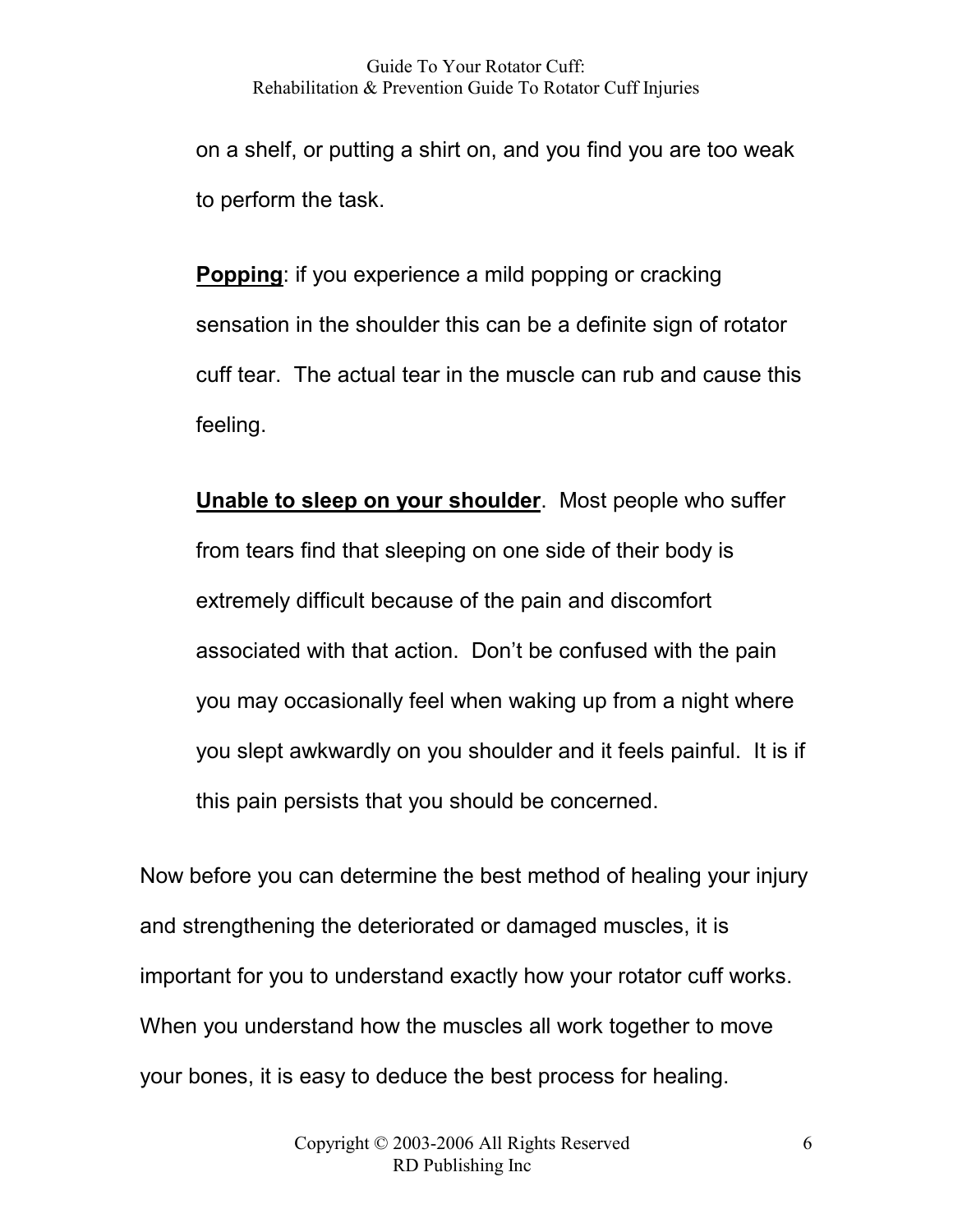on a shelf, or putting a shirt on, and you find you are too weak to perform the task.

**Popping**: if you experience a mild popping or cracking sensation in the shoulder this can be a definite sign of rotator cuff tear. The actual tear in the muscle can rub and cause this feeling.

**Unable to sleep on your shoulder**. Most people who suffer from tears find that sleeping on one side of their body is extremely difficult because of the pain and discomfort associated with that action. Don't be confused with the pain you may occasionally feel when waking up from a night where you slept awkwardly on you shoulder and it feels painful. It is if this pain persists that you should be concerned.

Now before you can determine the best method of healing your injury and strengthening the deteriorated or damaged muscles, it is important for you to understand exactly how your rotator cuff works. When you understand how the muscles all work together to move your bones, it is easy to deduce the best process for healing.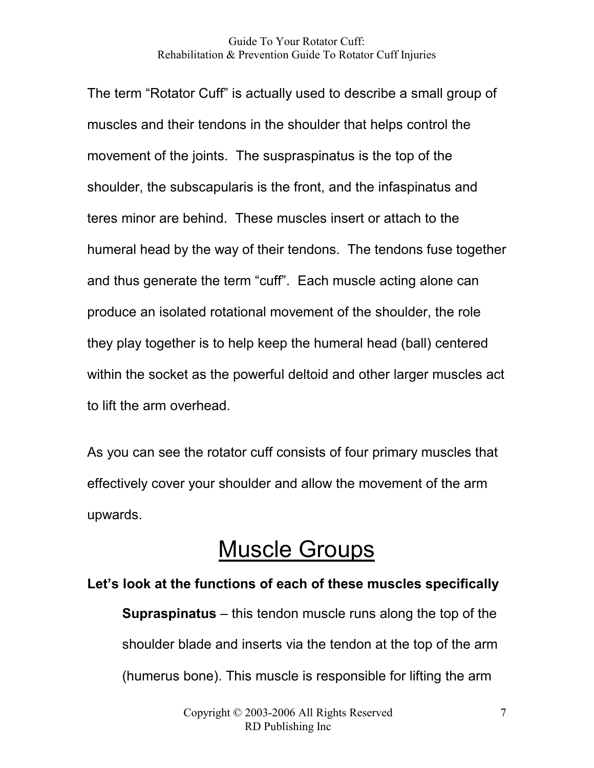The term "Rotator Cuff" is actually used to describe a small group of muscles and their tendons in the shoulder that helps control the movement of the joints. The suspraspinatus is the top of the shoulder, the subscapularis is the front, and the infaspinatus and teres minor are behind. These muscles insert or attach to the humeral head by the way of their tendons. The tendons fuse together and thus generate the term "cuff". Each muscle acting alone can produce an isolated rotational movement of the shoulder, the role they play together is to help keep the humeral head (ball) centered within the socket as the powerful deltoid and other larger muscles act to lift the arm overhead.

As you can see the rotator cuff consists of four primary muscles that effectively cover your shoulder and allow the movement of the arm upwards.

# Muscle Groups

**Let's look at the functions of each of these muscles specifically**

**Supraspinatus** – this tendon muscle runs along the top of the shoulder blade and inserts via the tendon at the top of the arm (humerus bone). This muscle is responsible for lifting the arm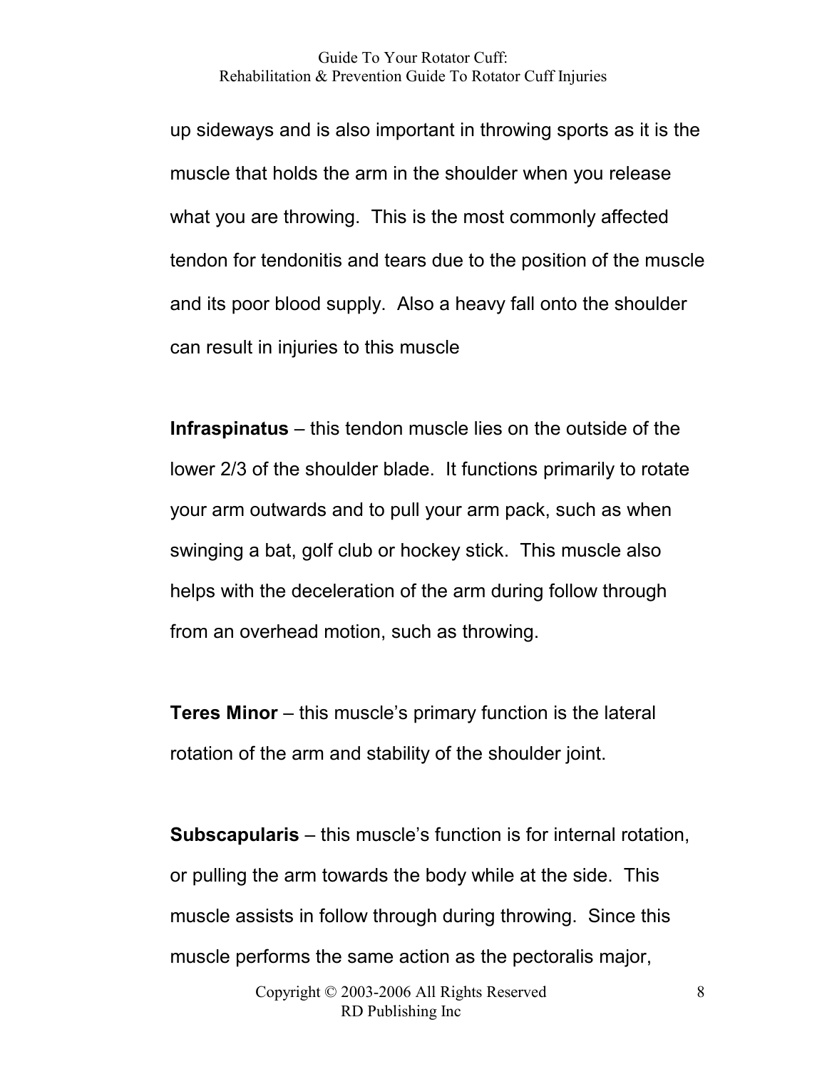up sideways and is also important in throwing sports as it is the muscle that holds the arm in the shoulder when you release what you are throwing.  This is the most commonly affected tendon for tendonitis and tears due to the position of the muscle and its poor blood supply.  Also a heavy fall onto the shoulder can result in injuries to this muscle

**Infraspinatus** – this tendon muscle lies on the outside of the lower 2/3 of the shoulder blade.  It functions primarily to rotate your arm outwards and to pull your arm pack, such as when swinging a bat, golf club or hockey stick.  This muscle also helps with the deceleration of the arm during follow through from an overhead motion, such as throwing.

**Teres Minor** – this muscle's primary function is the lateral rotation of the arm and stability of the shoulder joint.

**Subscapularis** – this muscle's function is for internal rotation, or pulling the arm towards the body while at the side.  This muscle assists in follow through during throwing.  Since this muscle performs the same action as the pectoralis major,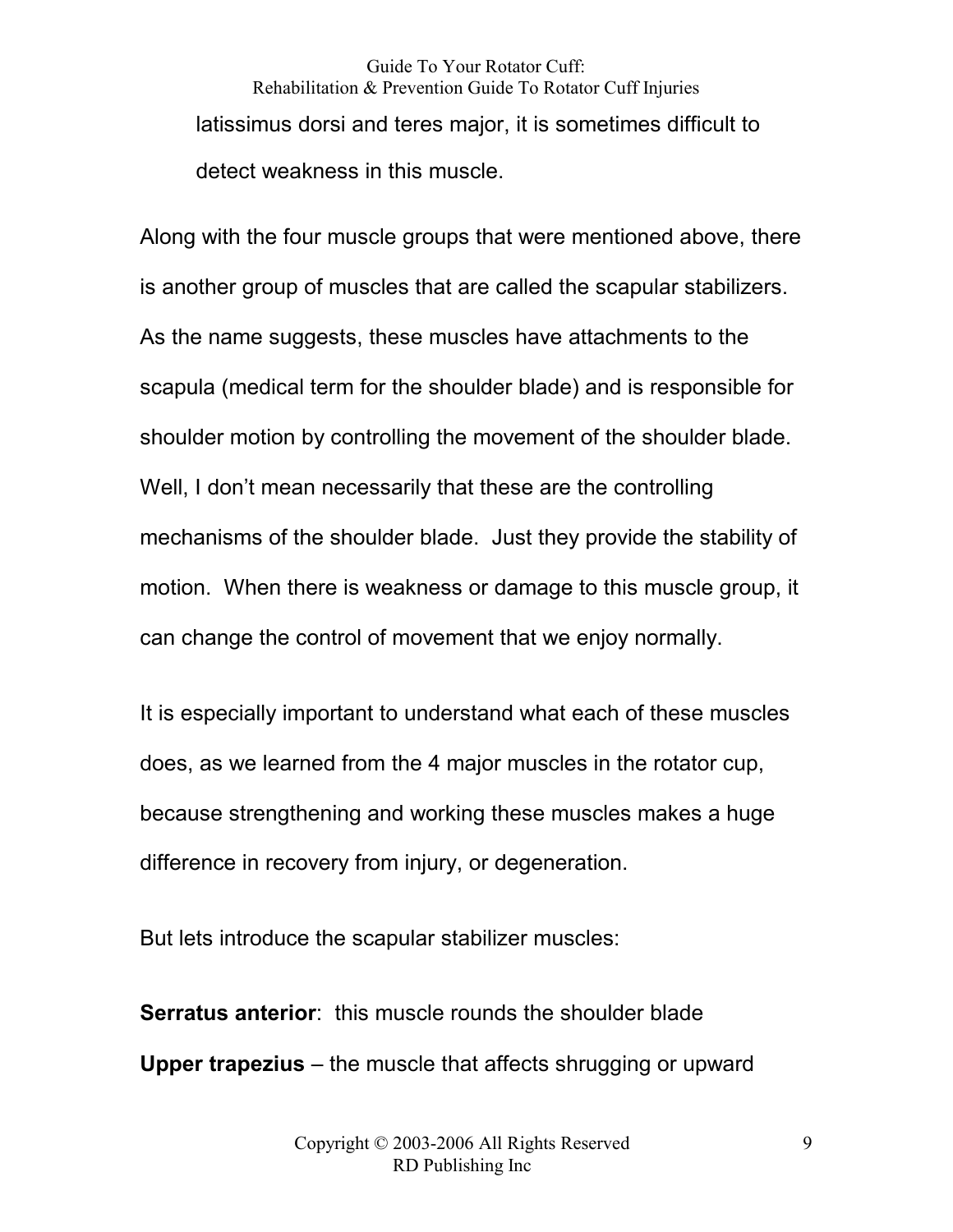latissimus dorsi and teres major, it is sometimes difficult to detect weakness in this muscle.

Along with the four muscle groups that were mentioned above, there is another group of muscles that are called the scapular stabilizers. As the name suggests, these muscles have attachments to the scapula (medical term for the shoulder blade) and is responsible for shoulder motion by controlling the movement of the shoulder blade. Well, I don't mean necessarily that these are the controlling mechanisms of the shoulder blade. Just they provide the stability of motion. When there is weakness or damage to this muscle group, it can change the control of movement that we enjoy normally.

It is especially important to understand what each of these muscles does, as we learned from the 4 major muscles in the rotator cup, because strengthening and working these muscles makes a huge difference in recovery from injury, or degeneration.

But lets introduce the scapular stabilizer muscles:

**Serratus anterior**: this muscle rounds the shoulder blade

**Upper trapezius** – the muscle that affects shrugging or upward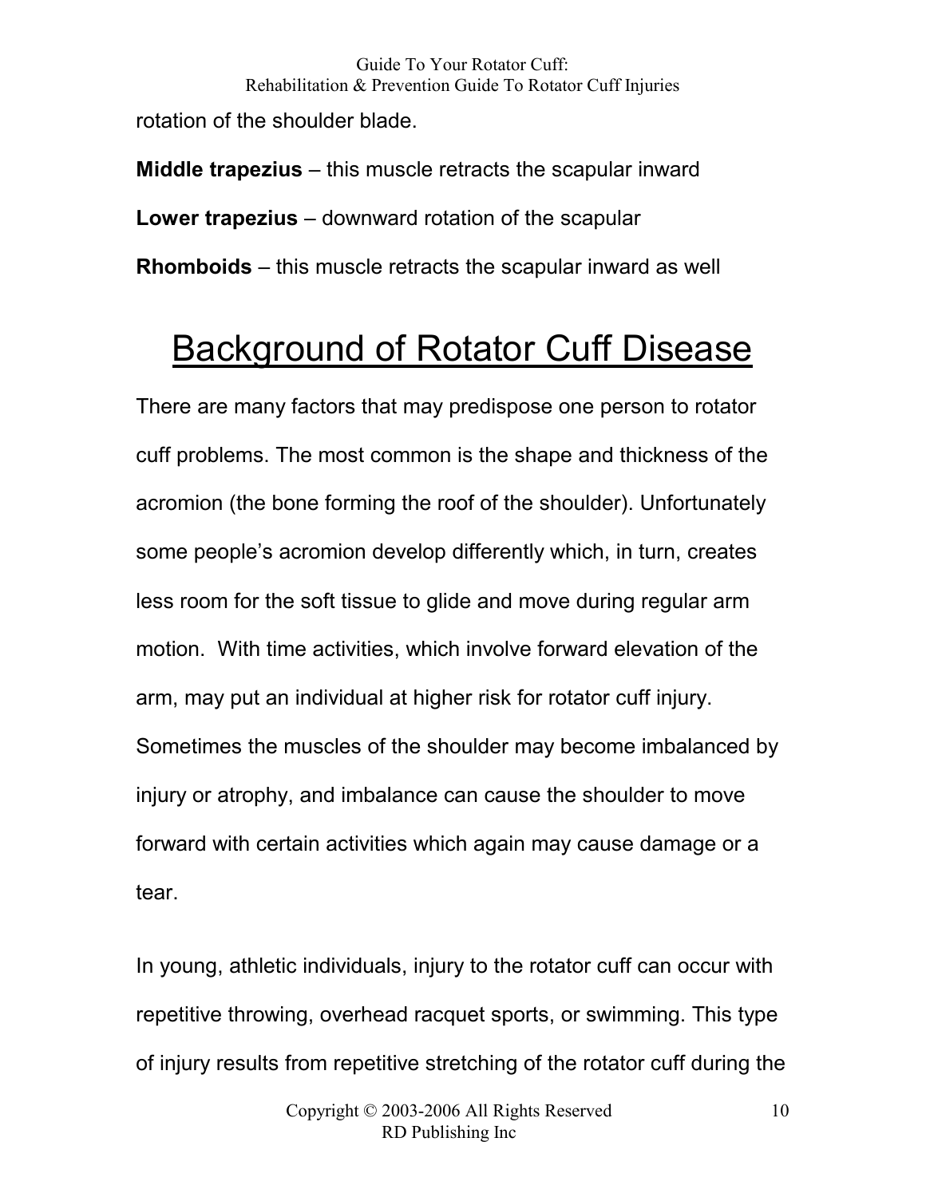rotation of the shoulder blade.

**Middle trapezius** – this muscle retracts the scapular inward

**Lower trapezius** – downward rotation of the scapular

**Rhomboids** – this muscle retracts the scapular inward as well

# Background of Rotator Cuff Disease

There are many factors that may predispose one person to rotator cuff problems. The most common is the shape and thickness of the acromion (the bone forming the roof of the shoulder). Unfortunately some people's acromion develop differently which, in turn, creates less room for the soft tissue to glide and move during regular arm motion. With time activities, which involve forward elevation of the arm, may put an individual at higher risk for rotator cuff injury. Sometimes the muscles of the shoulder may become imbalanced by injury or atrophy, and imbalance can cause the shoulder to move forward with certain activities which again may cause damage or a tear.

In young, athletic individuals, injury to the rotator cuff can occur with repetitive throwing, overhead racquet sports, or swimming. This type of injury results from repetitive stretching of the rotator cuff during the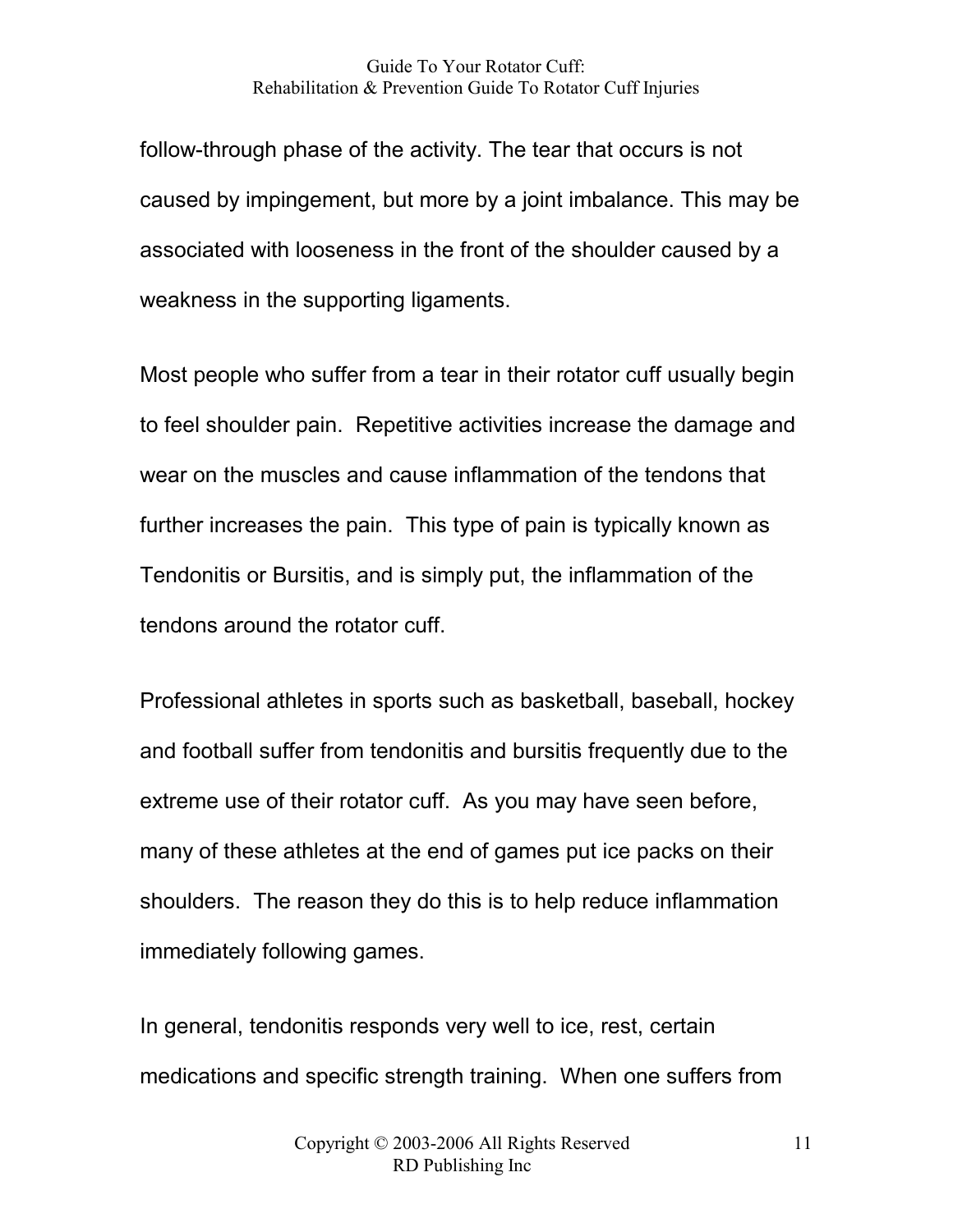follow-through phase of the activity. The tear that occurs is not caused by impingement, but more by a joint imbalance. This may be associated with looseness in the front of the shoulder caused by a weakness in the supporting ligaments.

Most people who suffer from a tear in their rotator cuff usually begin to feel shoulder pain. Repetitive activities increase the damage and wear on the muscles and cause inflammation of the tendons that further increases the pain. This type of pain is typically known as Tendonitis or Bursitis, and is simply put, the inflammation of the tendons around the rotator cuff.

Professional athletes in sports such as basketball, baseball, hockey and football suffer from tendonitis and bursitis frequently due to the extreme use of their rotator cuff. As you may have seen before, many of these athletes at the end of games put ice packs on their shoulders. The reason they do this is to help reduce inflammation immediately following games.

In general, tendonitis responds very well to ice, rest, certain medications and specific strength training. When one suffers from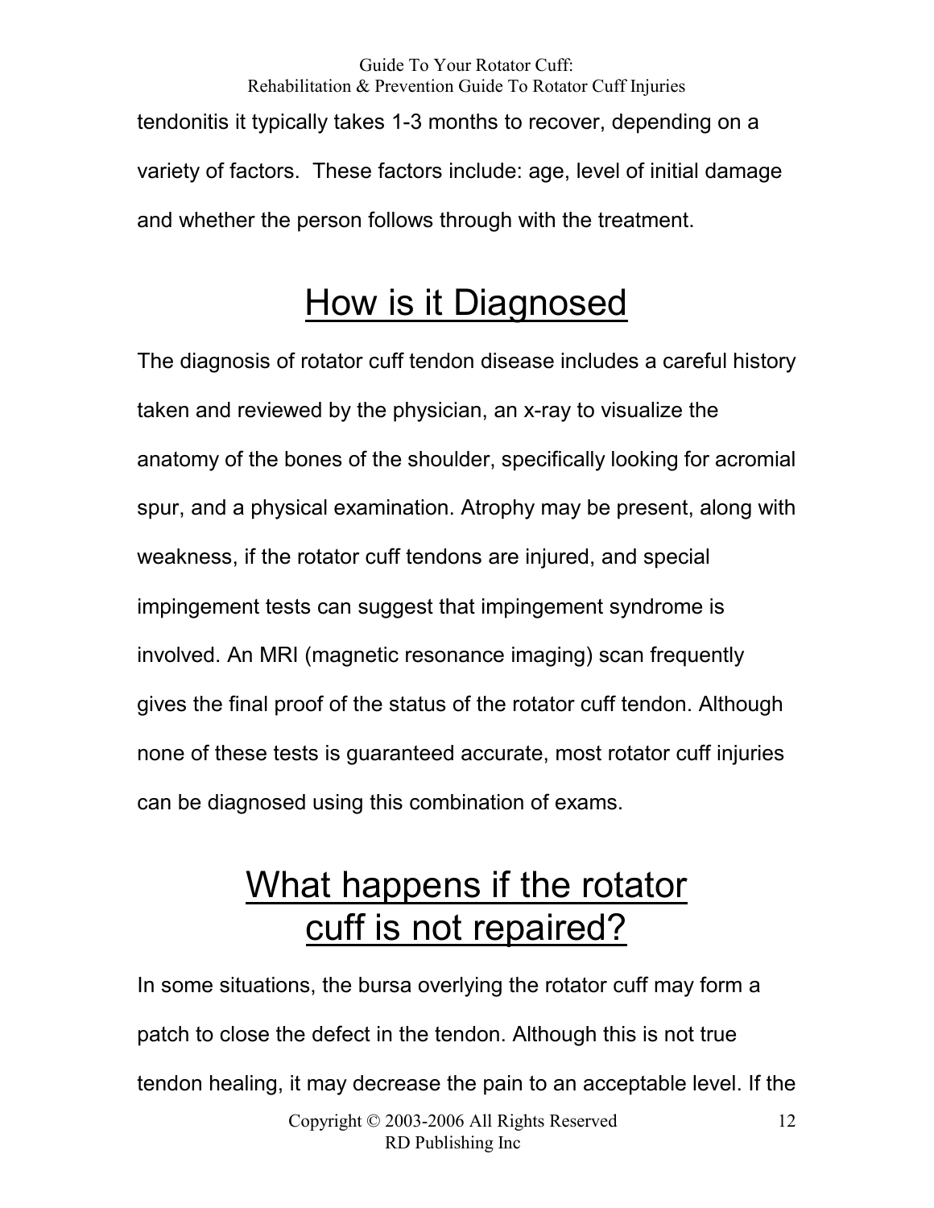tendonitis it typically takes 1-3 months to recover, depending on a variety of factors. These factors include: age, level of initial damage and whether the person follows through with the treatment.

# How is it Diagnosed

The diagnosis of rotator cuff tendon disease includes a careful history taken and reviewed by the physician, an x-ray to visualize the anatomy of the bones of the shoulder, specifically looking for acromial spur, and a physical examination. Atrophy may be present, along with weakness, if the rotator cuff tendons are injured, and special impingement tests can suggest that impingement syndrome is involved. An MRI (magnetic resonance imaging) scan frequently gives the final proof of the status of the rotator cuff tendon. Although none of these tests is guaranteed accurate, most rotator cuff injuries can be diagnosed using this combination of exams.

# What happens if the rotator cuff is not repaired?

In some situations, the bursa overlying the rotator cuff may form a patch to close the defect in the tendon. Although this is not true tendon healing, it may decrease the pain to an acceptable level. If the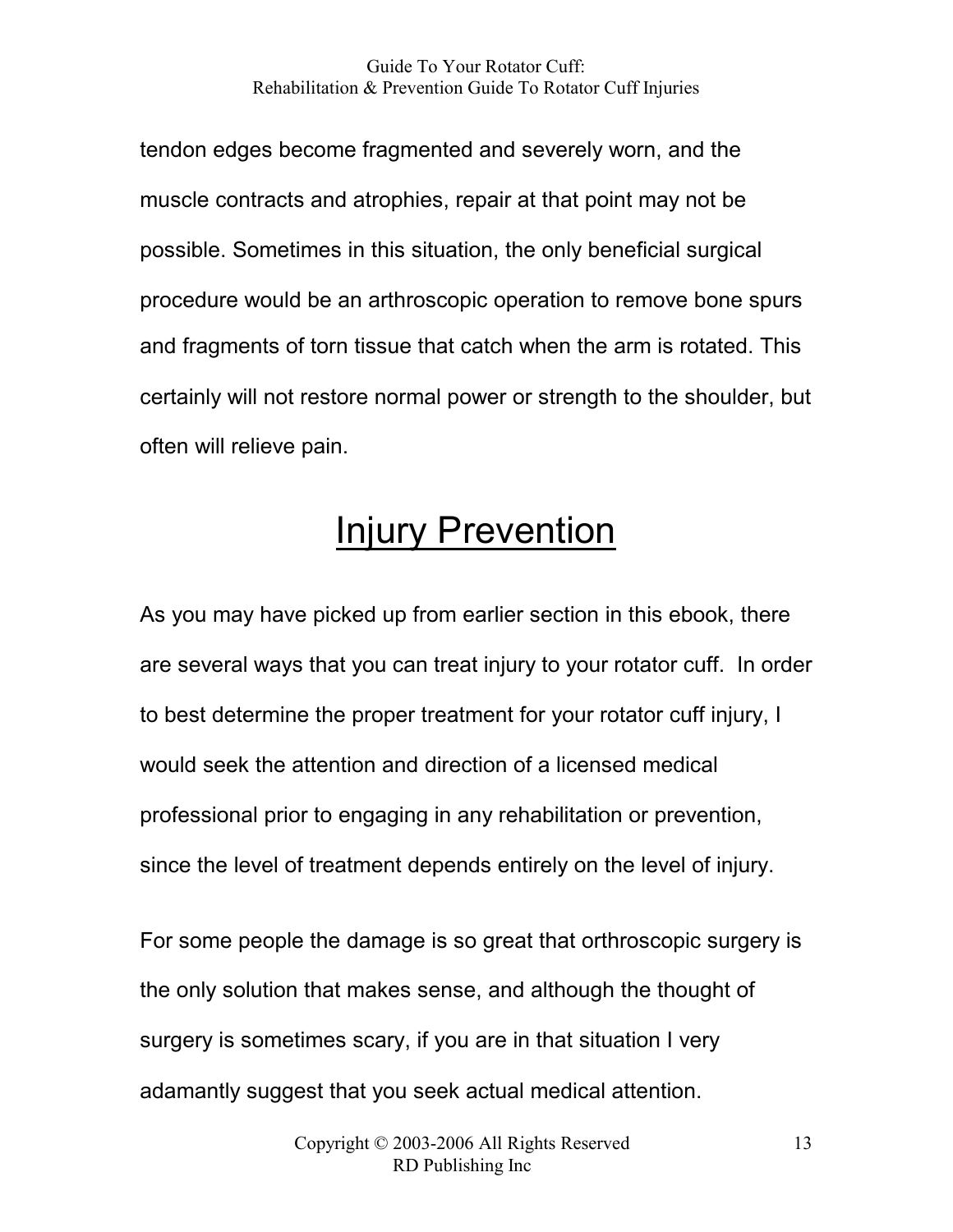tendon edges become fragmented and severely worn, and the muscle contracts and atrophies, repair at that point may not be possible. Sometimes in this situation, the only beneficial surgical procedure would be an arthroscopic operation to remove bone spurs and fragments of torn tissue that catch when the arm is rotated. This certainly will not restore normal power or strength to the shoulder, but often will relieve pain.

# Injury Prevention

As you may have picked up from earlier section in this ebook, there are several ways that you can treat injury to your rotator cuff. In order to best determine the proper treatment for your rotator cuff injury, I would seek the attention and direction of a licensed medical professional prior to engaging in any rehabilitation or prevention, since the level of treatment depends entirely on the level of injury.

For some people the damage is so great that orthroscopic surgery is the only solution that makes sense, and although the thought of surgery is sometimes scary, if you are in that situation I very adamantly suggest that you seek actual medical attention.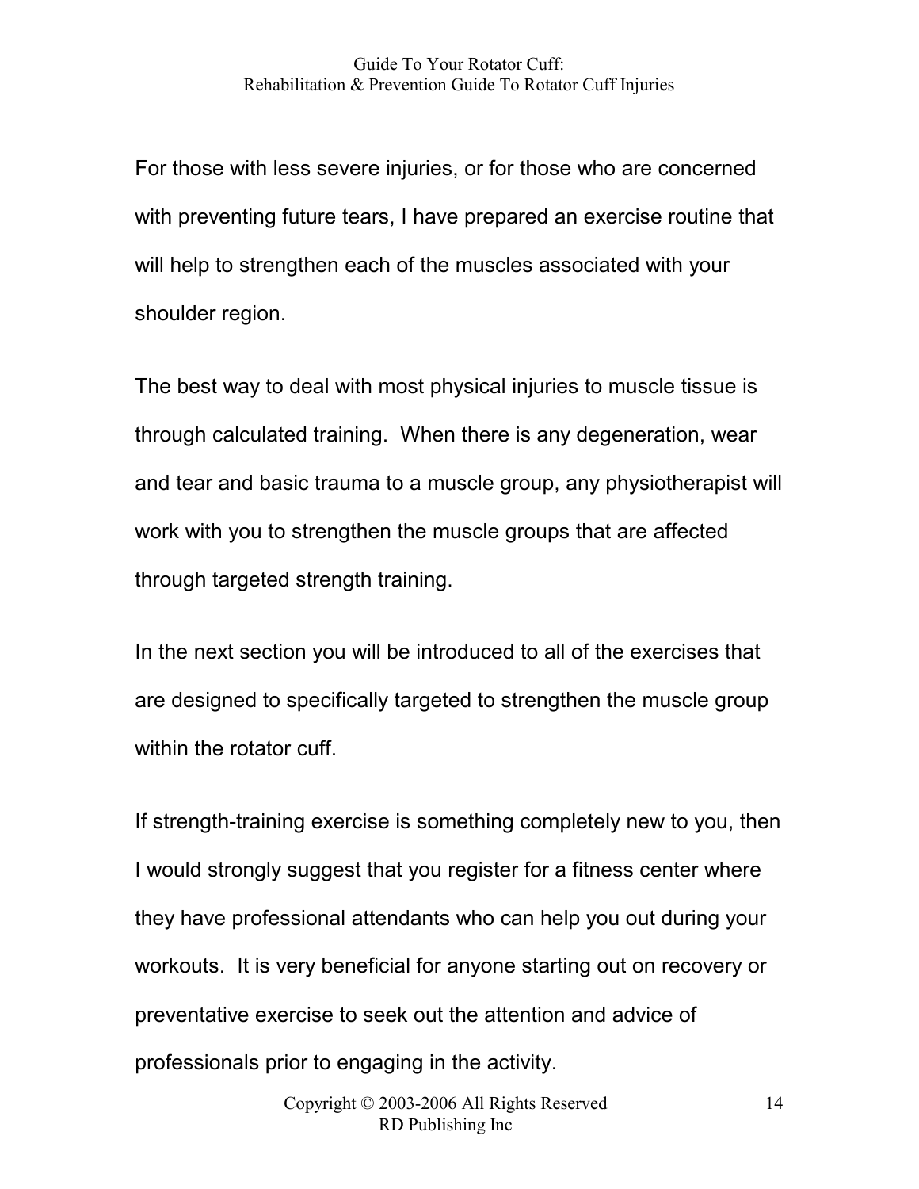For those with less severe injuries, or for those who are concerned with preventing future tears, I have prepared an exercise routine that will help to strengthen each of the muscles associated with your shoulder region.

The best way to deal with most physical injuries to muscle tissue is through calculated training. When there is any degeneration, wear and tear and basic trauma to a muscle group, any physiotherapist will work with you to strengthen the muscle groups that are affected through targeted strength training.

In the next section you will be introduced to all of the exercises that are designed to specifically targeted to strengthen the muscle group within the rotator cuff.

If strength-training exercise is something completely new to you, then I would strongly suggest that you register for a fitness center where they have professional attendants who can help you out during your workouts. It is very beneficial for anyone starting out on recovery or preventative exercise to seek out the attention and advice of professionals prior to engaging in the activity.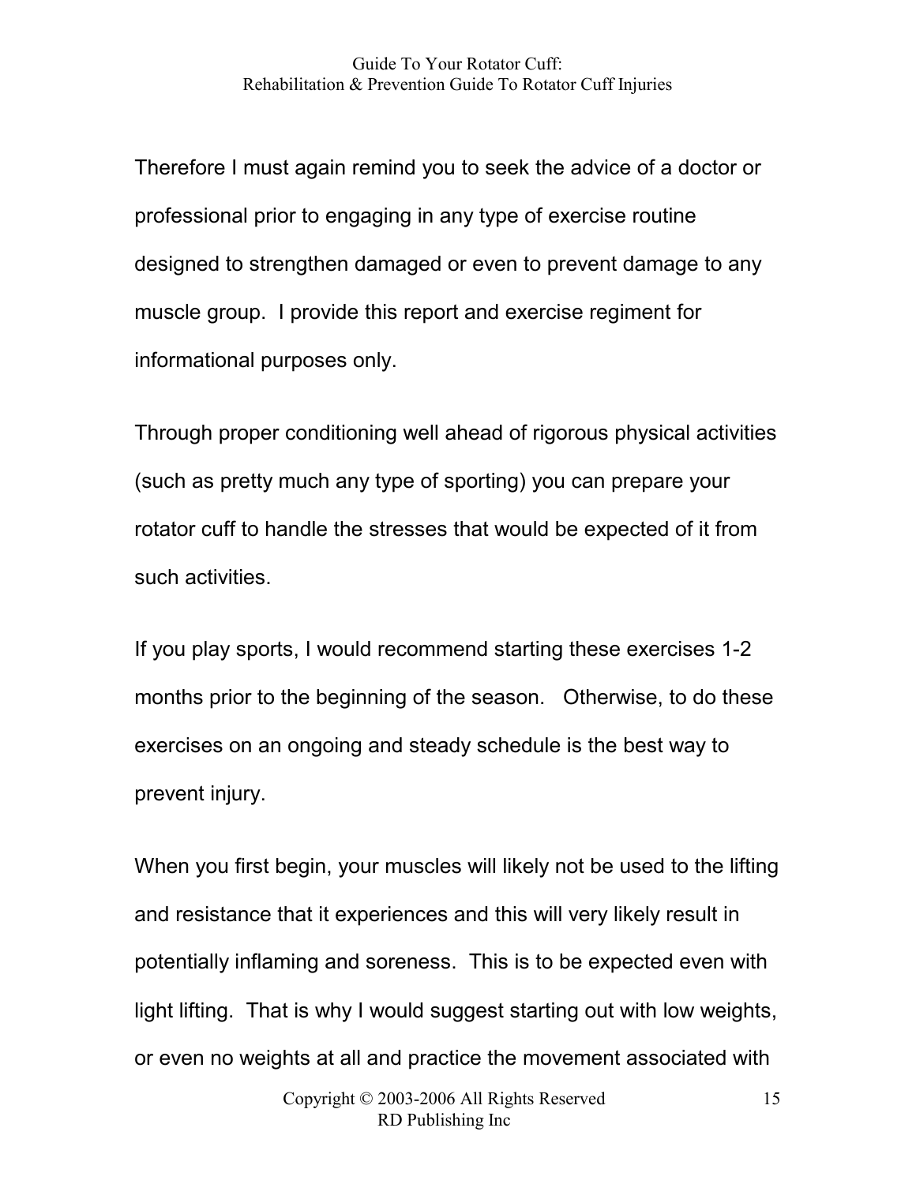Therefore I must again remind you to seek the advice of a doctor or professional prior to engaging in any type of exercise routine designed to strengthen damaged or even to prevent damage to any muscle group. I provide this report and exercise regiment for informational purposes only.

Through proper conditioning well ahead of rigorous physical activities (such as pretty much any type of sporting) you can prepare your rotator cuff to handle the stresses that would be expected of it from such activities.

If you play sports, I would recommend starting these exercises 1-2 months prior to the beginning of the season. Otherwise, to do these exercises on an ongoing and steady schedule is the best way to prevent injury.

When you first begin, your muscles will likely not be used to the lifting and resistance that it experiences and this will very likely result in potentially inflaming and soreness. This is to be expected even with light lifting. That is why I would suggest starting out with low weights, or even no weights at all and practice the movement associated with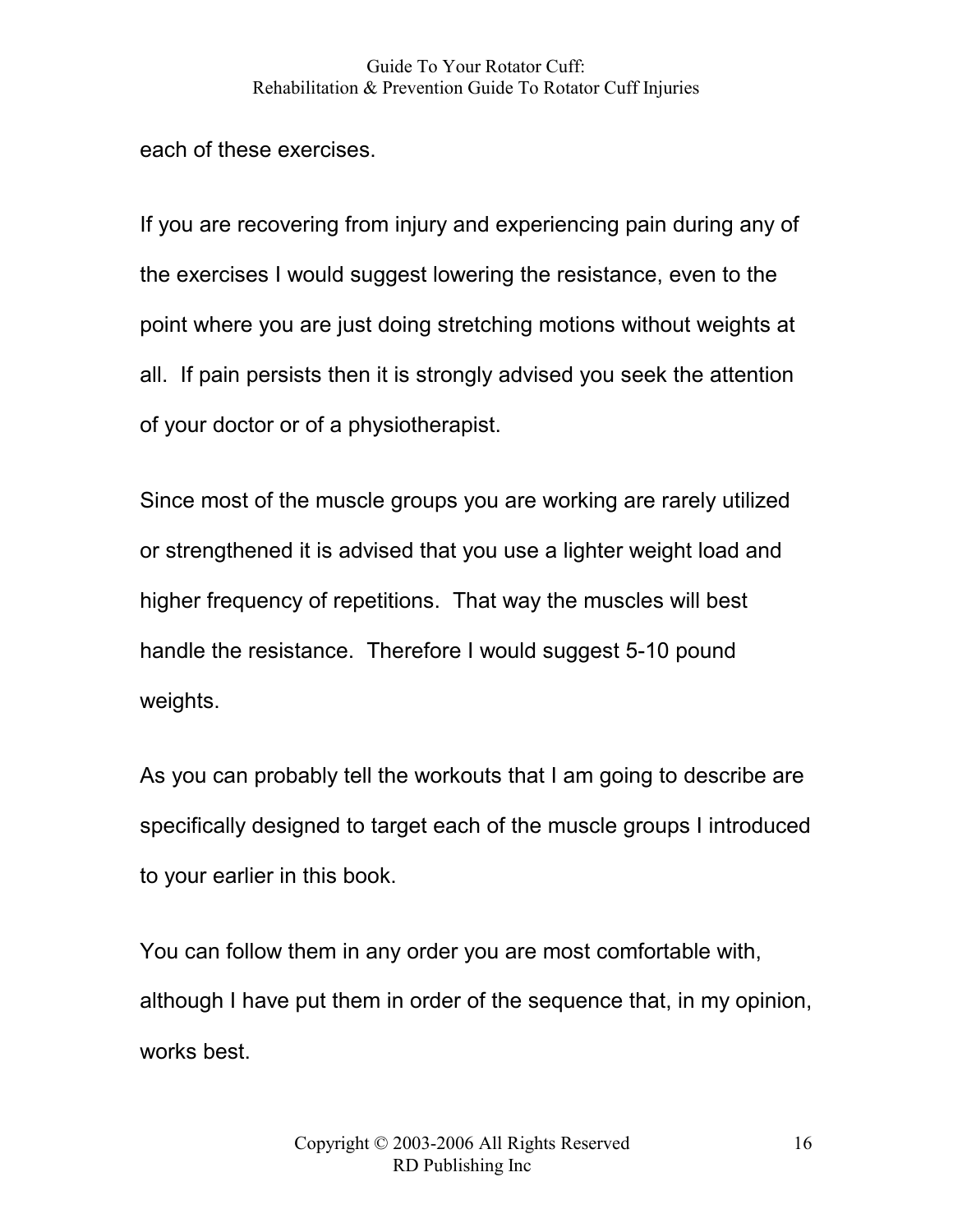each of these exercises.

If you are recovering from injury and experiencing pain during any of the exercises I would suggest lowering the resistance, even to the point where you are just doing stretching motions without weights at all.  If pain persists then it is strongly advised you seek the attention of your doctor or of a physiotherapist.

Since most of the muscle groups you are working are rarely utilized or strengthened it is advised that you use a lighter weight load and higher frequency of repetitions.  That way the muscles will best handle the resistance.  Therefore I would suggest 5-10 pound weights.

As you can probably tell the workouts that I am going to describe are specifically designed to target each of the muscle groups I introduced to your earlier in this book.

You can follow them in any order you are most comfortable with, although I have put them in order of the sequence that, in my opinion, works best.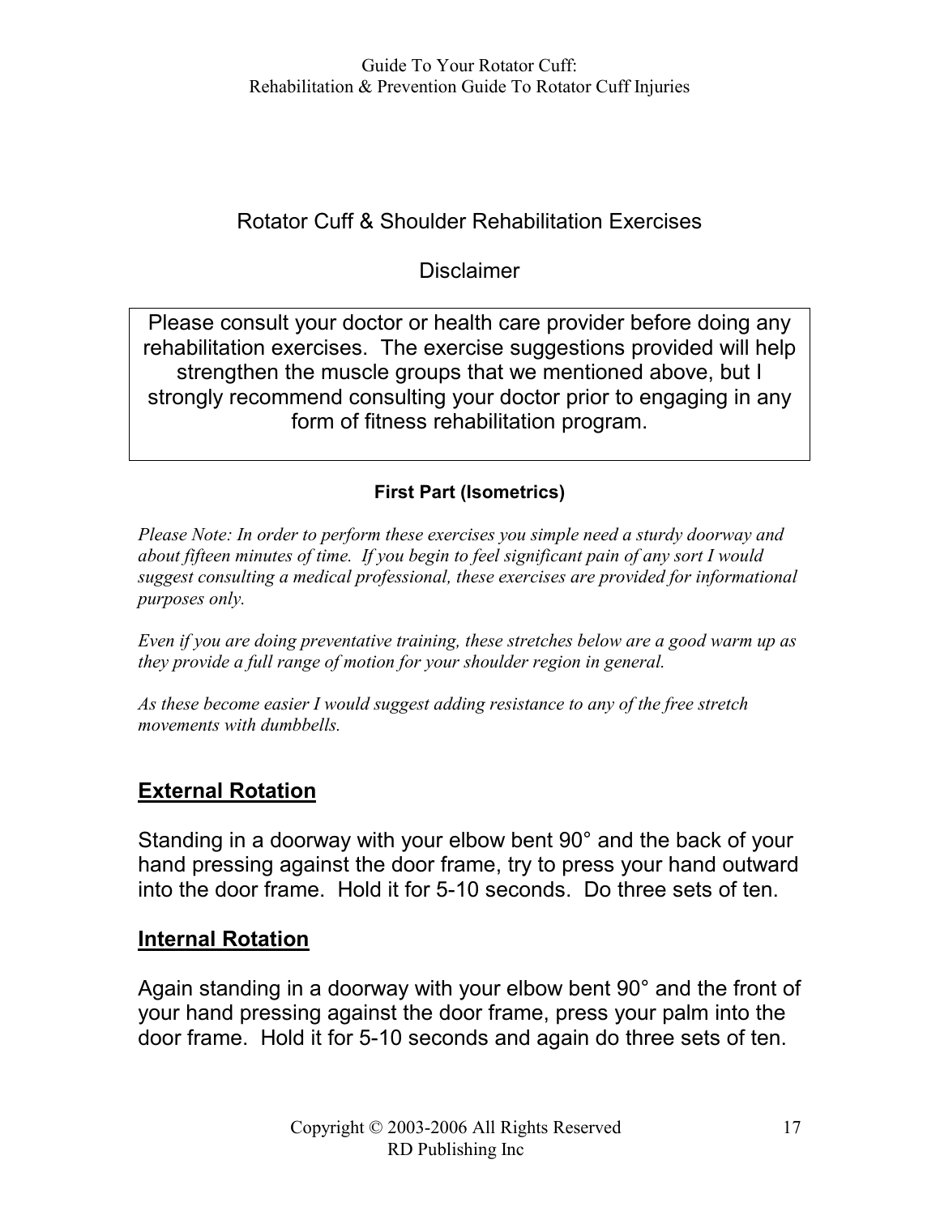## Rotator Cuff & Shoulder Rehabilitation Exercises

### Disclaimer

Please consult your doctor or health care provider before doing any rehabilitation exercises. The exercise suggestions provided will help strengthen the muscle groups that we mentioned above, but I strongly recommend consulting your doctor prior to engaging in any form of fitness rehabilitation program.

**First Part (Isometrics)**

*Please Note: In order to perform these exercises you simple need a sturdy doorway and about fifteen minutes of time. If you begin to feel significant pain of any sort I would suggest consulting a medical professional, these exercises are provided for informational purposes only.*

*Even if you are doing preventative training, these stretches below are a good warm up as they provide a full range of motion for your shoulder region in general.*

*As these become easier I would suggest adding resistance to any of the free stretch movements with dumbbells.*

### External Rotation

Standing in a doorway with your elbow bent 90° and the back of your hand pressing against the door frame, try to press your hand outward into the door frame. Hold it for 5-10 seconds. Do three sets of ten.

### Internal Rotation

Again standing in a doorway with your elbow bent 90° and the front of your hand pressing against the door frame, press your palm into the door frame. Hold it for 5-10 seconds and again do three sets of ten.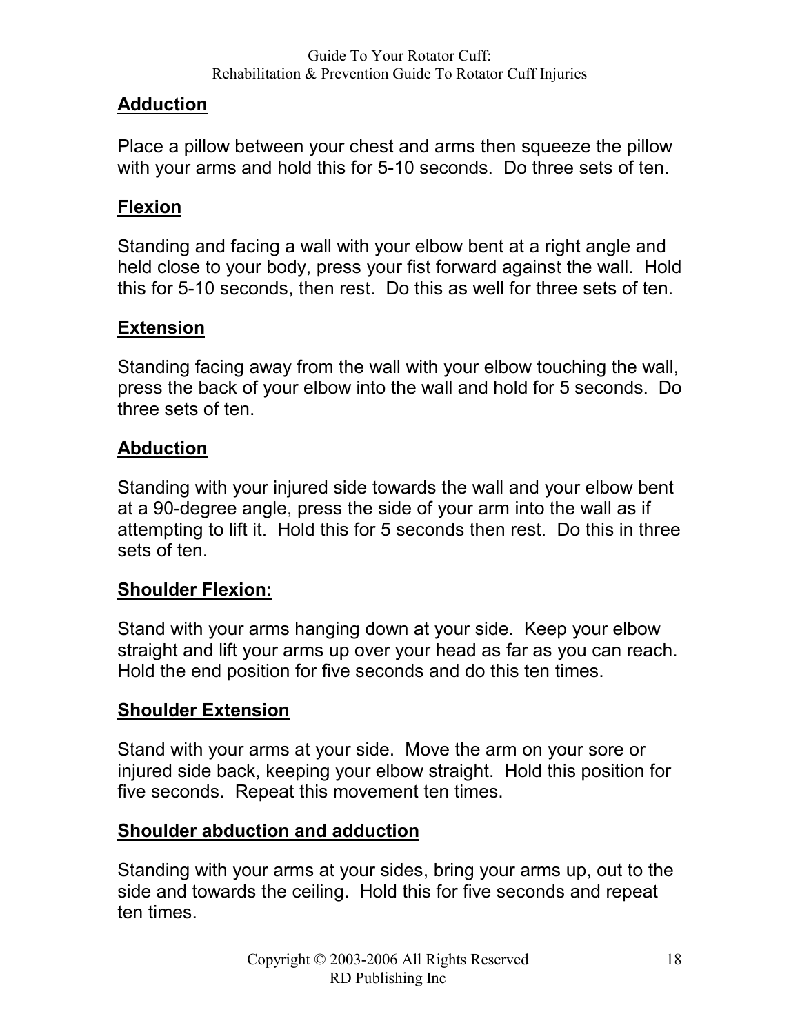## Adduction

Place a pillow between your chest and arms then squeeze the pillow with your arms and hold this for 5-10 seconds.  Do three sets of ten.

## Flexion

Standing and facing a wall with your elbow bent at a right angle and held close to your body, press your fist forward against the wall.  Hold this for 5-10 seconds, then rest.  Do this as well for three sets of ten.

## Extension

Standing facing away from the wall with your elbow touching the wall, press the back of your elbow into the wall and hold for 5 seconds.  Do three sets of ten.

## Abduction

Standing with your injured side towards the wall and your elbow bent at a 90-degree angle, press the side of your arm into the wall as if attempting to lift it.  Hold this for 5 seconds then rest.  Do this in three sets of ten.

## Shoulder Flexion:

Stand with your arms hanging down at your side.  Keep your elbow straight and lift your arms up over your head as far as you can reach. Hold the end position for five seconds and do this ten times.

## Shoulder Extension

Stand with your arms at your side.  Move the arm on your sore or injured side back, keeping your elbow straight.  Hold this position for five seconds.  Repeat this movement ten times.

## Shoulder abduction and adduction

Standing with your arms at your sides, bring your arms up, out to the side and towards the ceiling.  Hold this for five seconds and repeat ten times.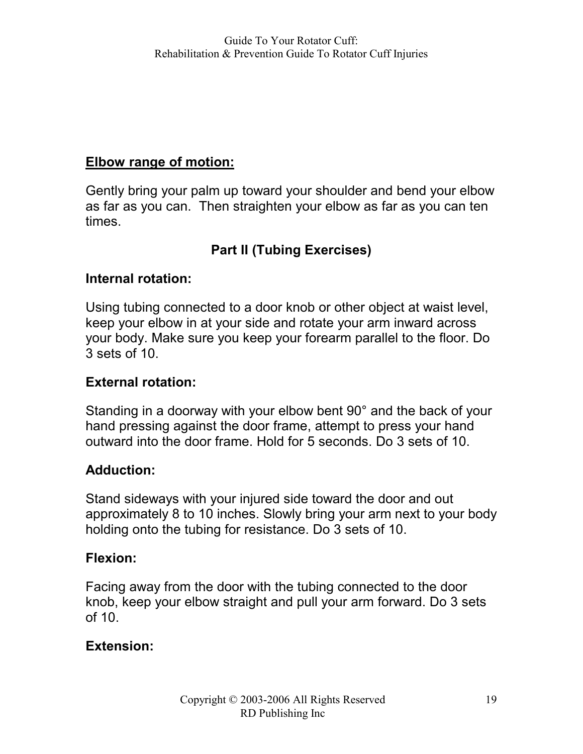**Elbow range of motion:**

Gently bring your palm up toward your shoulder and bend your elbow as far as you can. Then straighten your elbow as far as you can ten times.

## Part II (Tubing Exercises)

### Internal rotation:

Using tubing connected to a door knob or other object at waist level, keep your elbow in at your side and rotate your arm inward across your body. Make sure you keep your forearm parallel to the floor. Do 3 sets of 10.

### External rotation:

Standing in a doorway with your elbow bent 90° and the back of your hand pressing against the door frame, attempt to press your hand outward into the door frame. Hold for 5 seconds. Do 3 sets of 10.

### Adduction:

Stand sideways with your injured side toward the door and out approximately 8 to 10 inches. Slowly bring your arm next to your body holding onto the tubing for resistance. Do 3 sets of 10.

### Flexion:

Facing away from the door with the tubing connected to the door knob, keep your elbow straight and pull your arm forward. Do 3 sets of 10.

### Extension: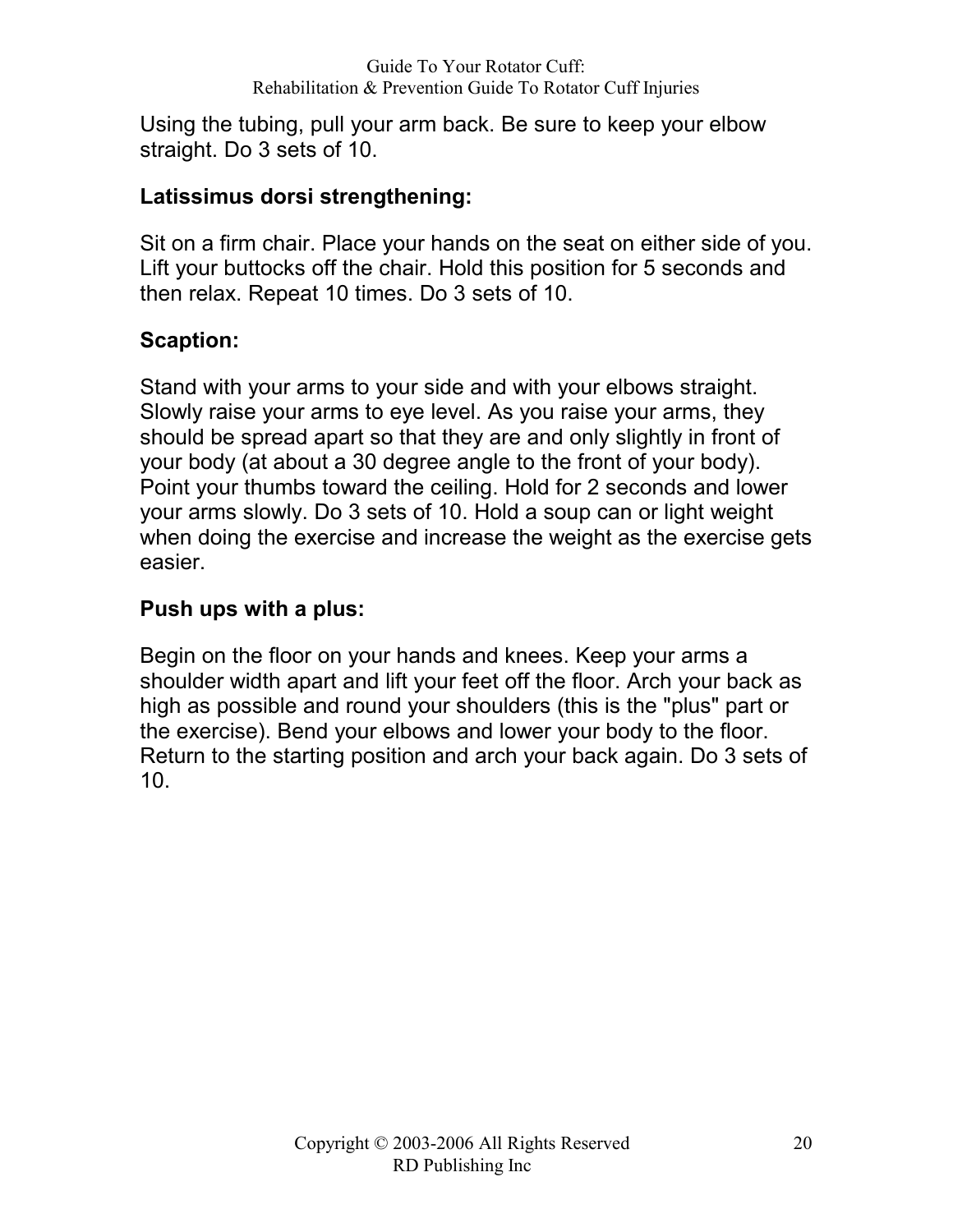Using the tubing, pull your arm back. Be sure to keep your elbow straight. Do 3 sets of 10.

**Latissimus dorsi strengthening:**

Sit on a firm chair. Place your hands on the seat on either side of you. Lift your buttocks off the chair. Hold this position for 5 seconds and then relax. Repeat 10 times. Do 3 sets of 10.

**Scaption:**

Stand with your arms to your side and with your elbows straight. Slowly raise your arms to eye level. As you raise your arms, they should be spread apart so that they are and only slightly in front of your body (at about a 30 degree angle to the front of your body). Point your thumbs toward the ceiling. Hold for 2 seconds and lower your arms slowly. Do 3 sets of 10. Hold a soup can or light weight when doing the exercise and increase the weight as the exercise gets easier.

**Push ups with a plus:**

Begin on the floor on your hands and knees. Keep your arms a shoulder width apart and lift your feet off the floor. Arch your back as high as possible and round your shoulders (this is the "plus" part or the exercise). Bend your elbows and lower your body to the floor. Return to the starting position and arch your back again. Do 3 sets of 10.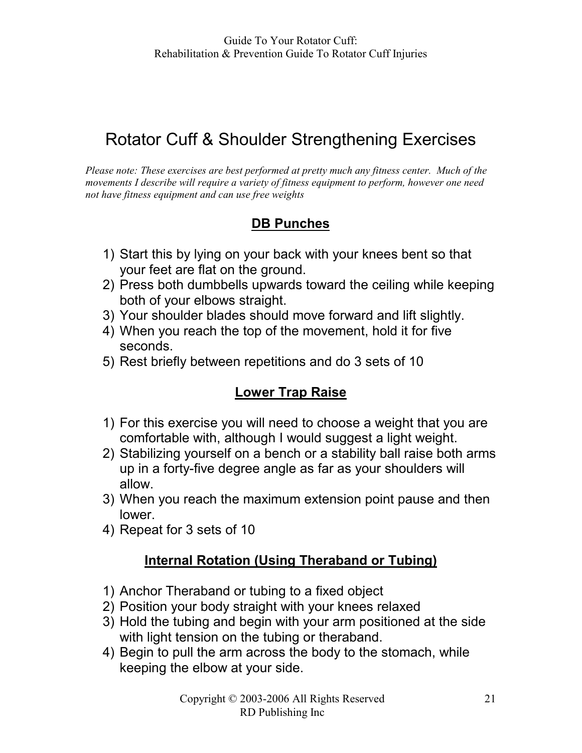# Rotator Cuff & Shoulder Strengthening Exercises

*Please note: These exercises are best performed at pretty much any fitness center. Much of the movements I describe will require a variety of fitness equipment to perform, however one need not have fitness equipment and can use free weights*

## DB Punches

1) Start this by lying on your back with your knees bent so that your feet are flat on the ground.
2) Press both dumbbells upwards toward the ceiling while keeping both of your elbows straight.
3) Your shoulder blades should move forward and lift slightly.
4) When you reach the top of the movement, hold it for five seconds.
5) Rest briefly between repetitions and do 3 sets of 10

## Lower Trap Raise

1) For this exercise you will need to choose a weight that you are comfortable with, although I would suggest a light weight.
2) Stabilizing yourself on a bench or a stability ball raise both arms up in a forty-five degree angle as far as your shoulders will allow.
3) When you reach the maximum extension point pause and then lower.
4) Repeat for 3 sets of 10

## Internal Rotation (Using Theraband or Tubing)

1) Anchor Theraband or tubing to a fixed object
2) Position your body straight with your knees relaxed
3) Hold the tubing and begin with your arm positioned at the side with light tension on the tubing or theraband.
4) Begin to pull the arm across the body to the stomach, while keeping the elbow at your side.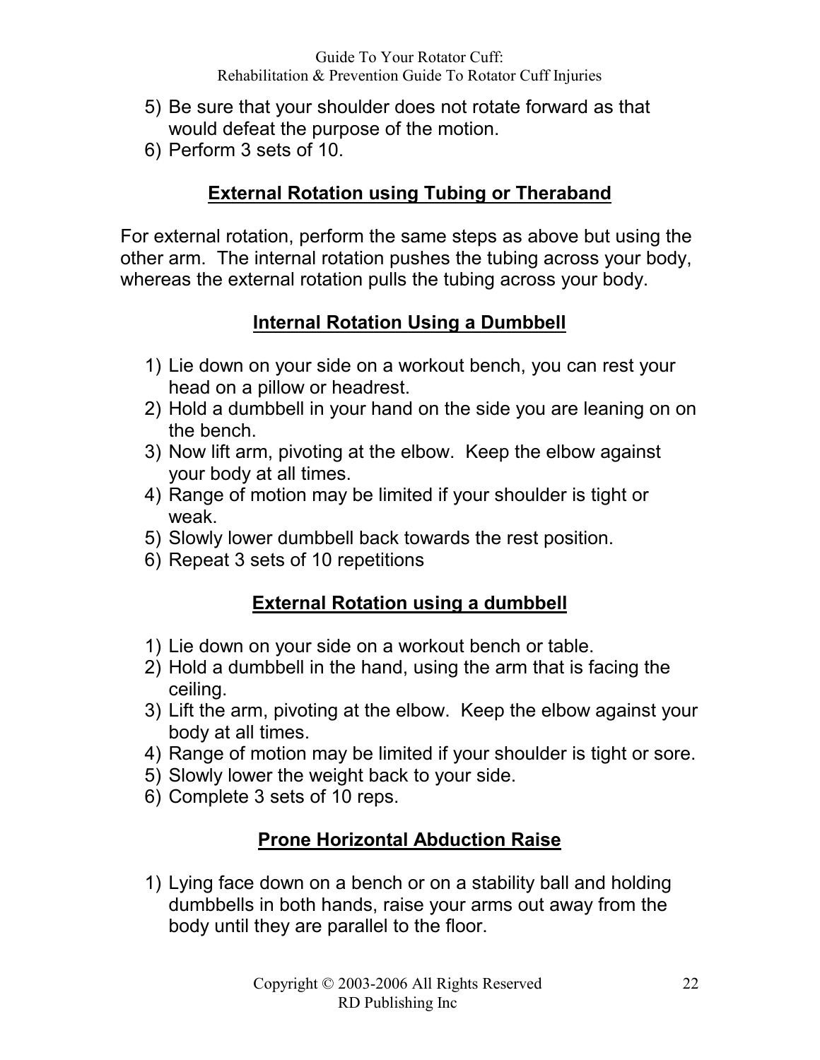5) Be sure that your shoulder does not rotate forward as that would defeat the purpose of the motion.
6) Perform 3 sets of 10.

## External Rotation using Tubing or Theraband

For external rotation, perform the same steps as above but using the other arm. The internal rotation pushes the tubing across your body, whereas the external rotation pulls the tubing across your body.

## Internal Rotation Using a Dumbbell

1) Lie down on your side on a workout bench, you can rest your head on a pillow or headrest.
2) Hold a dumbbell in your hand on the side you are leaning on on the bench.
3) Now lift arm, pivoting at the elbow. Keep the elbow against your body at all times.
4) Range of motion may be limited if your shoulder is tight or weak.
5) Slowly lower dumbbell back towards the rest position.
6) Repeat 3 sets of 10 repetitions

## External Rotation using a dumbbell

1) Lie down on your side on a workout bench or table.
2) Hold a dumbbell in the hand, using the arm that is facing the ceiling.
3) Lift the arm, pivoting at the elbow. Keep the elbow against your body at all times.
4) Range of motion may be limited if your shoulder is tight or sore.
5) Slowly lower the weight back to your side.
6) Complete 3 sets of 10 reps.

## Prone Horizontal Abduction Raise

1) Lying face down on a bench or on a stability ball and holding dumbbells in both hands, raise your arms out away from the body until they are parallel to the floor.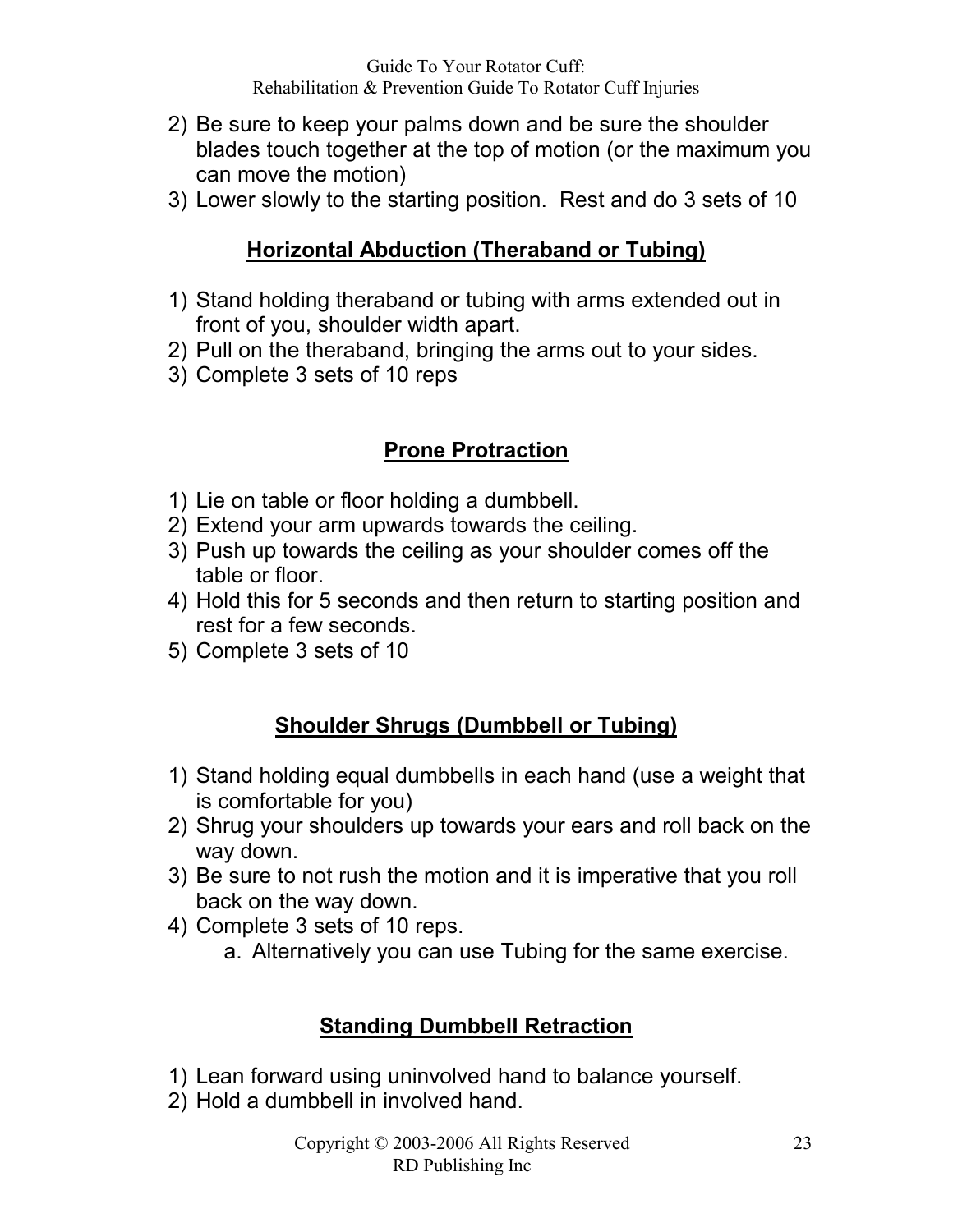2) Be sure to keep your palms down and be sure the shoulder blades touch together at the top of motion (or the maximum you can move the motion)
3) Lower slowly to the starting position. Rest and do 3 sets of 10

## Horizontal Abduction (Theraband or Tubing)

1) Stand holding theraband or tubing with arms extended out in front of you, shoulder width apart.
2) Pull on the theraband, bringing the arms out to your sides.
3) Complete 3 sets of 10 reps

## Prone Protraction

1) Lie on table or floor holding a dumbbell.
2) Extend your arm upwards towards the ceiling.
3) Push up towards the ceiling as your shoulder comes off the table or floor.
4) Hold this for 5 seconds and then return to starting position and rest for a few seconds.
5) Complete 3 sets of 10

## Shoulder Shrugs (Dumbbell or Tubing)

1) Stand holding equal dumbbells in each hand (use a weight that is comfortable for you)
2) Shrug your shoulders up towards your ears and roll back on the way down.
3) Be sure to not rush the motion and it is imperative that you roll back on the way down.
4) Complete 3 sets of 10 reps.
    a. Alternatively you can use Tubing for the same exercise.

## Standing Dumbbell Retraction

1) Lean forward using uninvolved hand to balance yourself.
2) Hold a dumbbell in involved hand.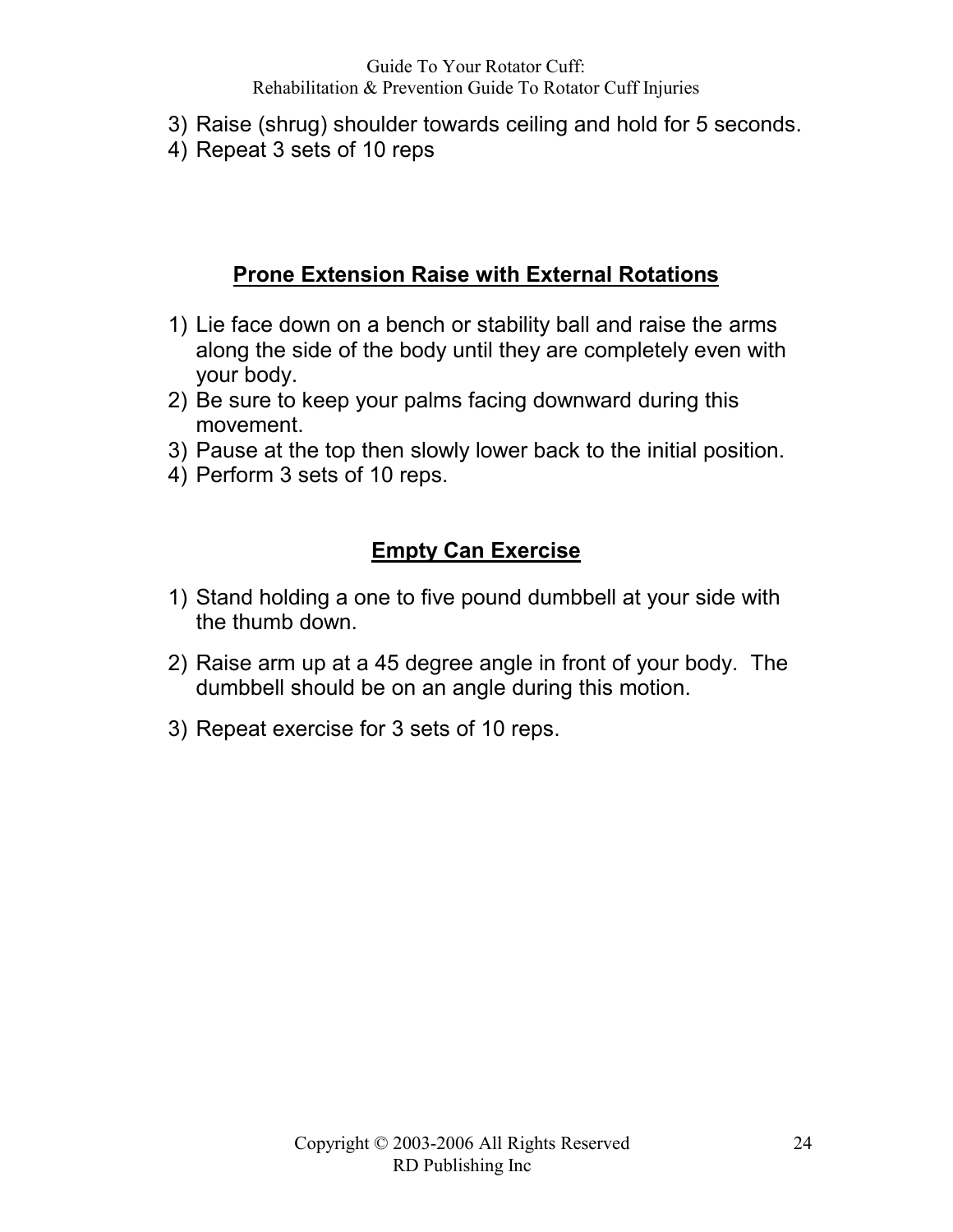3) Raise (shrug) shoulder towards ceiling and hold for 5 seconds.
4) Repeat 3 sets of 10 reps

## **Prone Extension Raise with External Rotations**

1) Lie face down on a bench or stability ball and raise the arms along the side of the body until they are completely even with your body.
2) Be sure to keep your palms facing downward during this movement.
3) Pause at the top then slowly lower back to the initial position.
4) Perform 3 sets of 10 reps.

## **Empty Can Exercise**

1) Stand holding a one to five pound dumbbell at your side with the thumb down.

2) Raise arm up at a 45 degree angle in front of your body. The dumbbell should be on an angle during this motion.

3) Repeat exercise for 3 sets of 10 reps.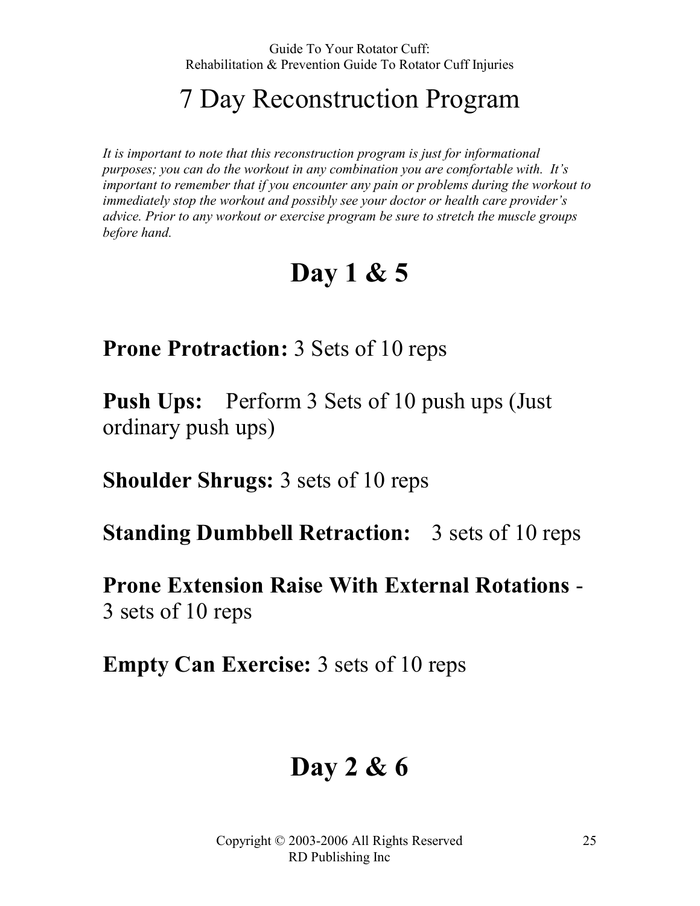# 7 Day Reconstruction Program

*It is important to note that this reconstruction program is just for informational purposes; you can do the workout in any combination you are comfortable with. It's important to remember that if you encounter any pain or problems during the workout to immediately stop the workout and possibly see your doctor or health care provider's advice. Prior to any workout or exercise program be sure to stretch the muscle groups before hand.*

## Day 1 & 5

**Prone Protraction:** 3 Sets of 10 reps

**Push Ups:** Perform 3 Sets of 10 push ups (Just ordinary push ups)

**Shoulder Shrugs:** 3 sets of 10 reps

**Standing Dumbbell Retraction:** 3 sets of 10 reps

**Prone Extension Raise With External Rotations** - 3 sets of 10 reps

**Empty Can Exercise:** 3 sets of 10 reps

## Day 2 & 6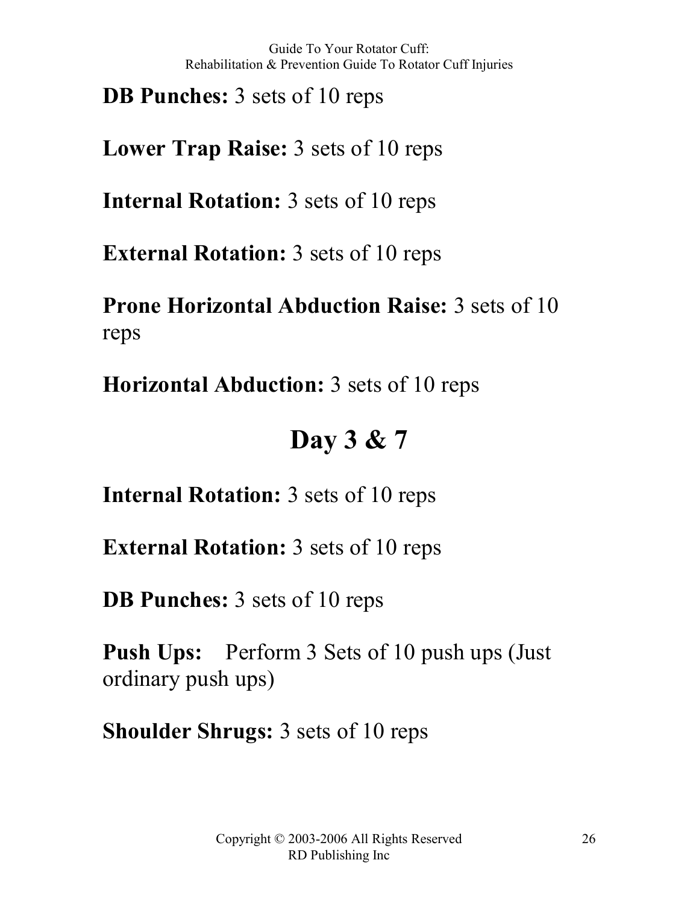**DB Punches:** 3 sets of 10 reps

**Lower Trap Raise:** 3 sets of 10 reps

**Internal Rotation:** 3 sets of 10 reps

**External Rotation:** 3 sets of 10 reps

**Prone Horizontal Abduction Raise:** 3 sets of 10 reps

**Horizontal Abduction:** 3 sets of 10 reps

## Day 3 & 7

**Internal Rotation:** 3 sets of 10 reps

**External Rotation:** 3 sets of 10 reps

**DB Punches:** 3 sets of 10 reps

**Push Ups:** Perform 3 Sets of 10 push ups (Just ordinary push ups)

**Shoulder Shrugs:** 3 sets of 10 reps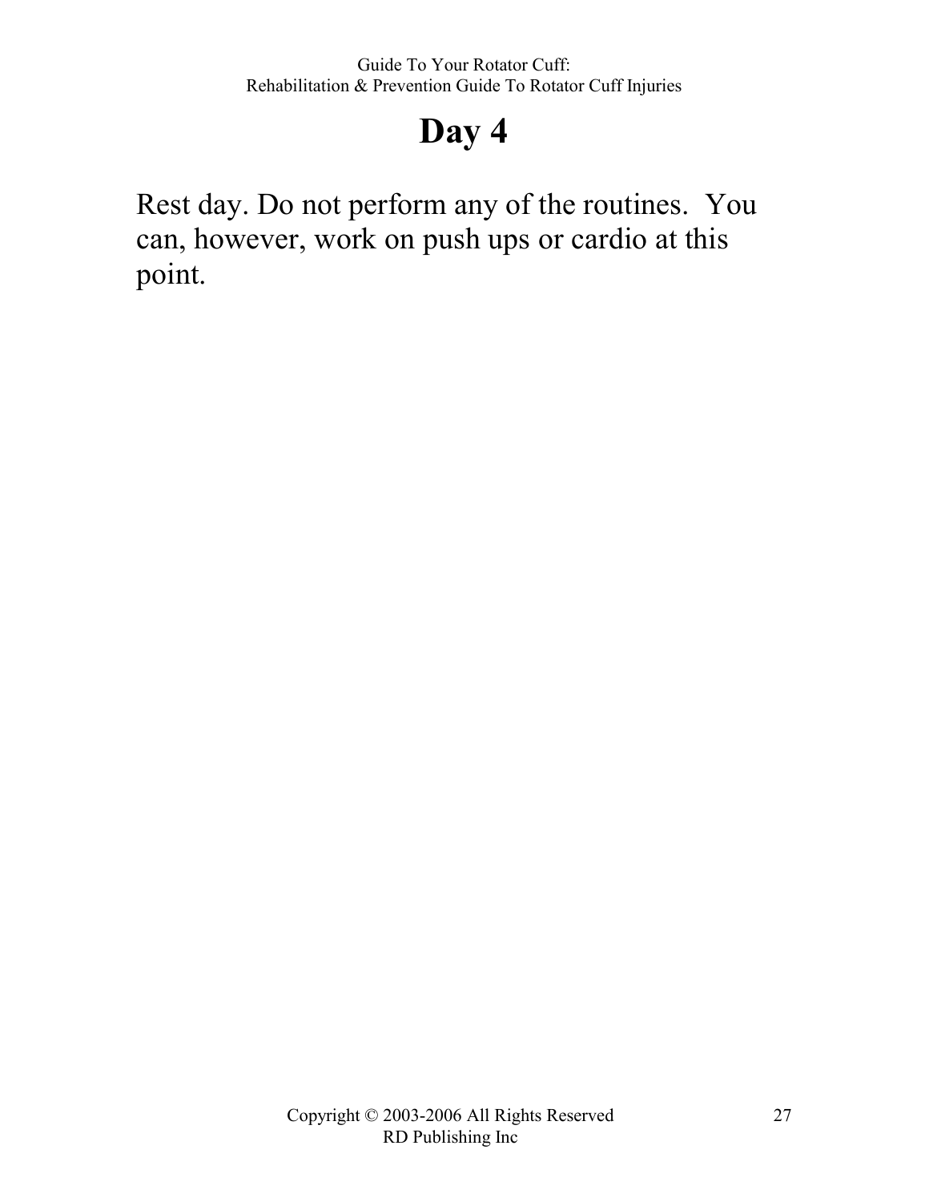# Day 4

Rest day. Do not perform any of the routines.  You can, however, work on push ups or cardio at this point.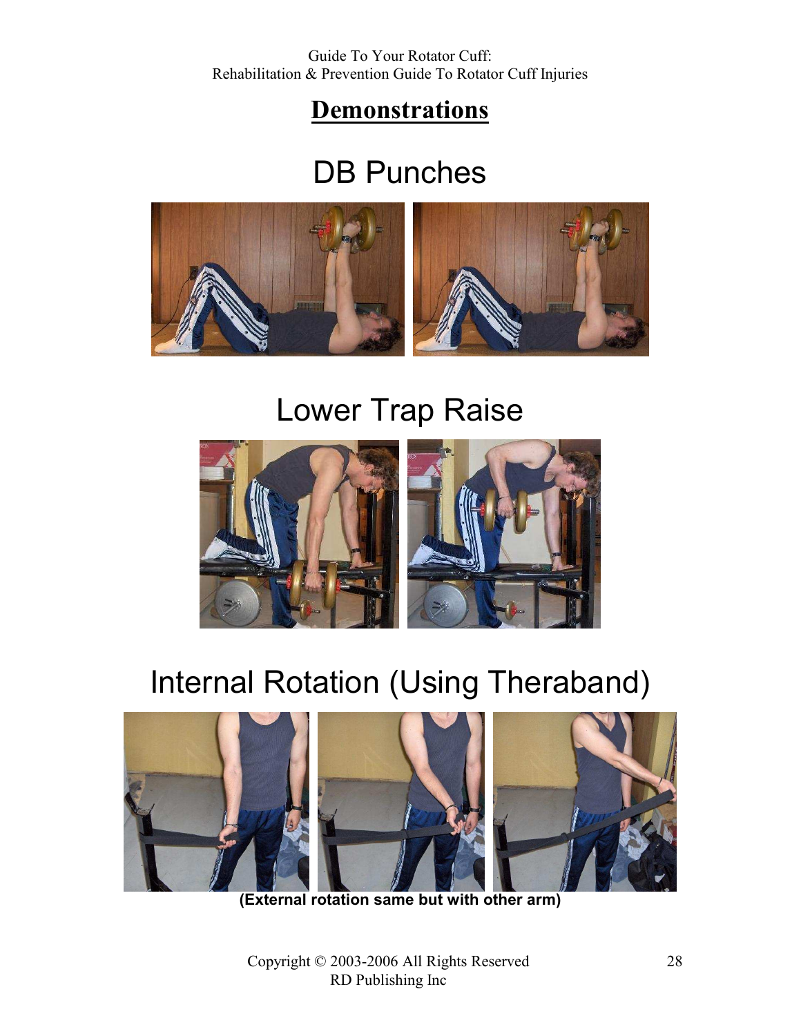# Demonstrations

## DB Punches

## Lower Trap Raise

## Internal Rotation (Using Theraband)

**(External rotation same but with other arm)**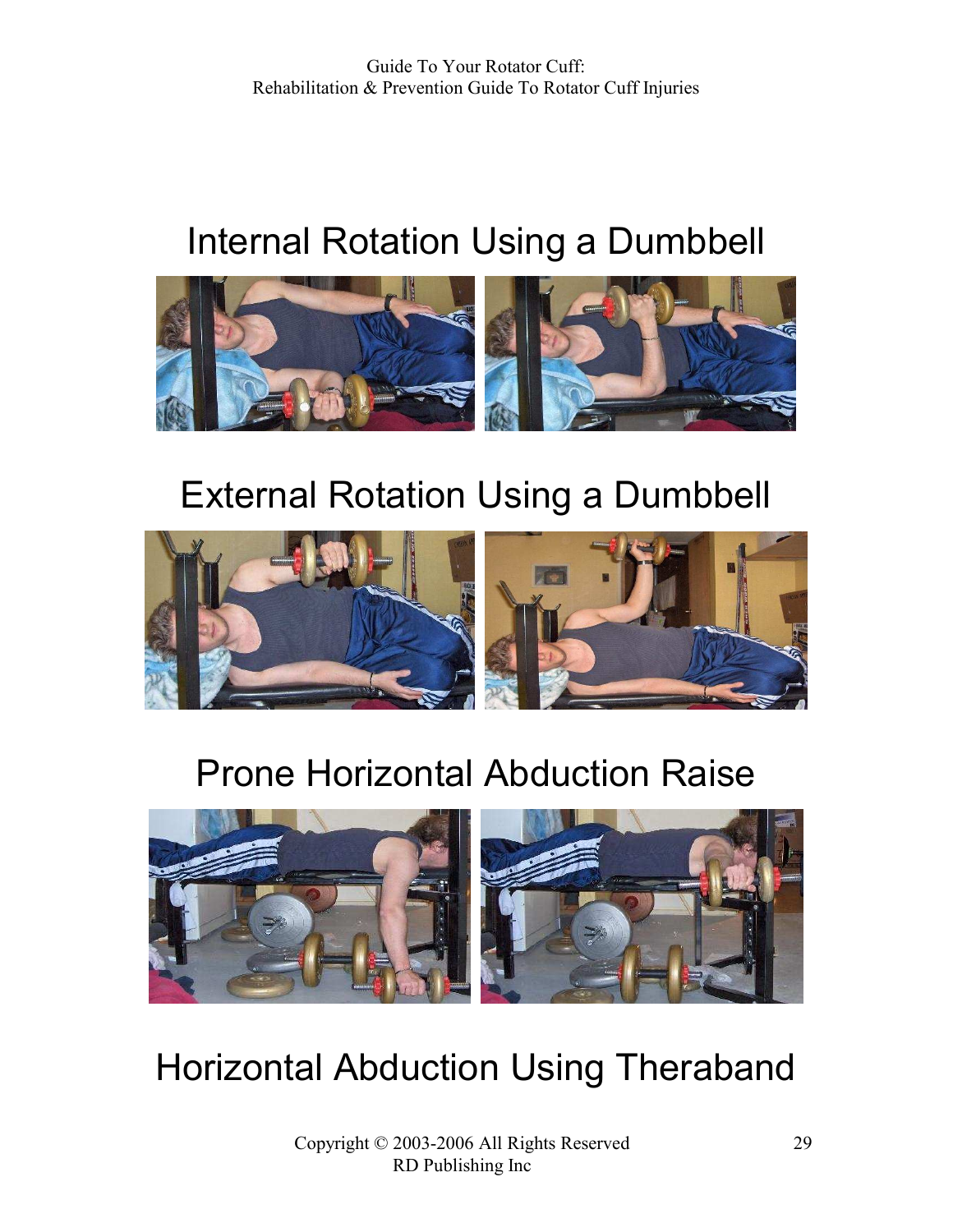# Internal Rotation Using a Dumbbell

# External Rotation Using a Dumbbell

# Prone Horizontal Abduction Raise

# Horizontal Abduction Using Theraband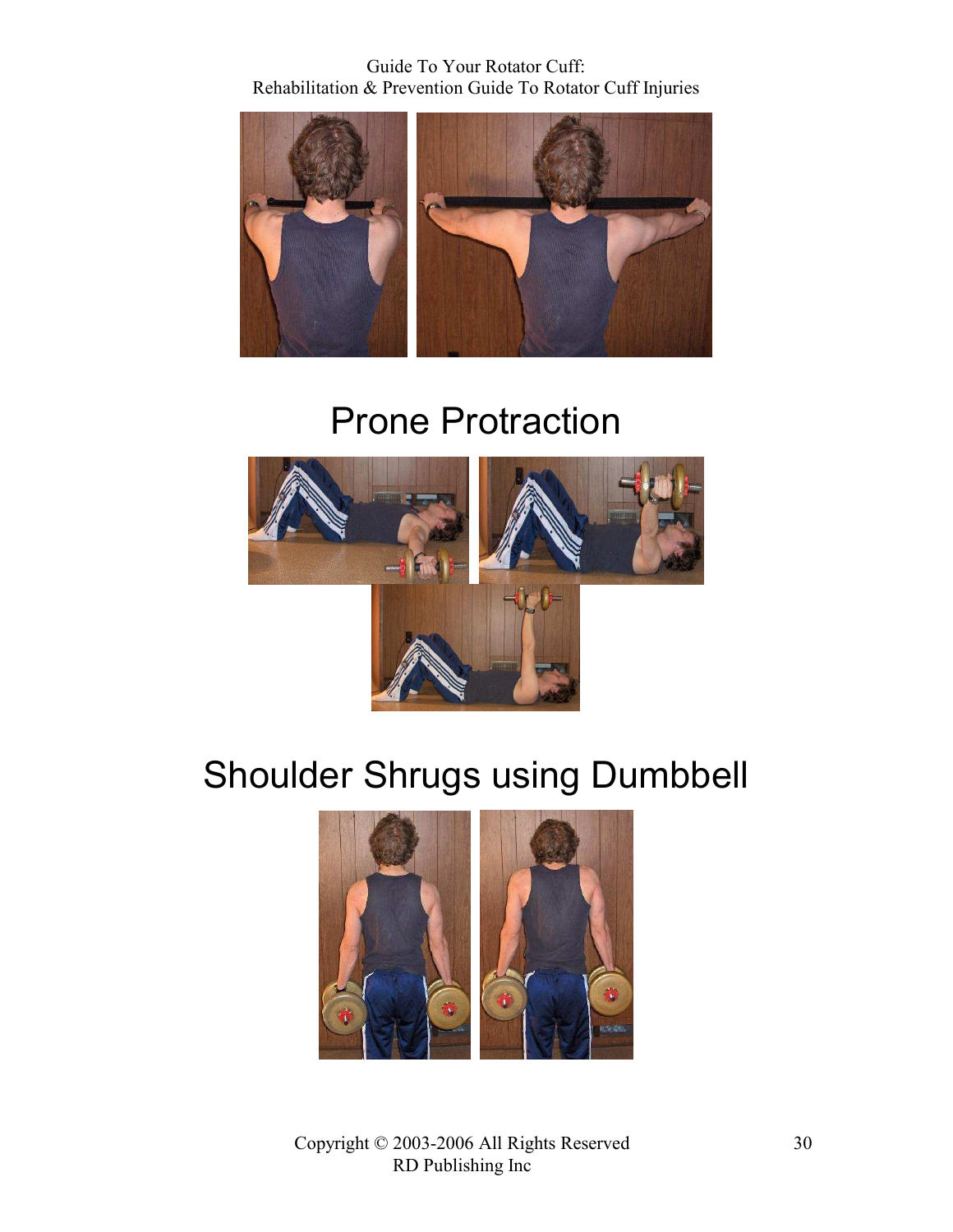# Prone Protraction

# Shoulder Shrugs using Dumbbell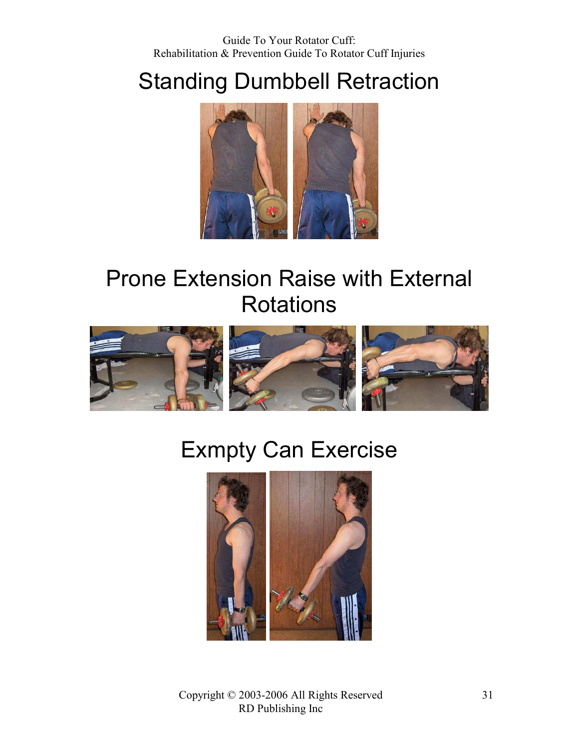# Standing Dumbbell Retraction

# Prone Extension Raise with External Rotations

# Exmpty Can Exercise

Copyright © 2003-2006 All Rights Reserved
RD Publishing Inc